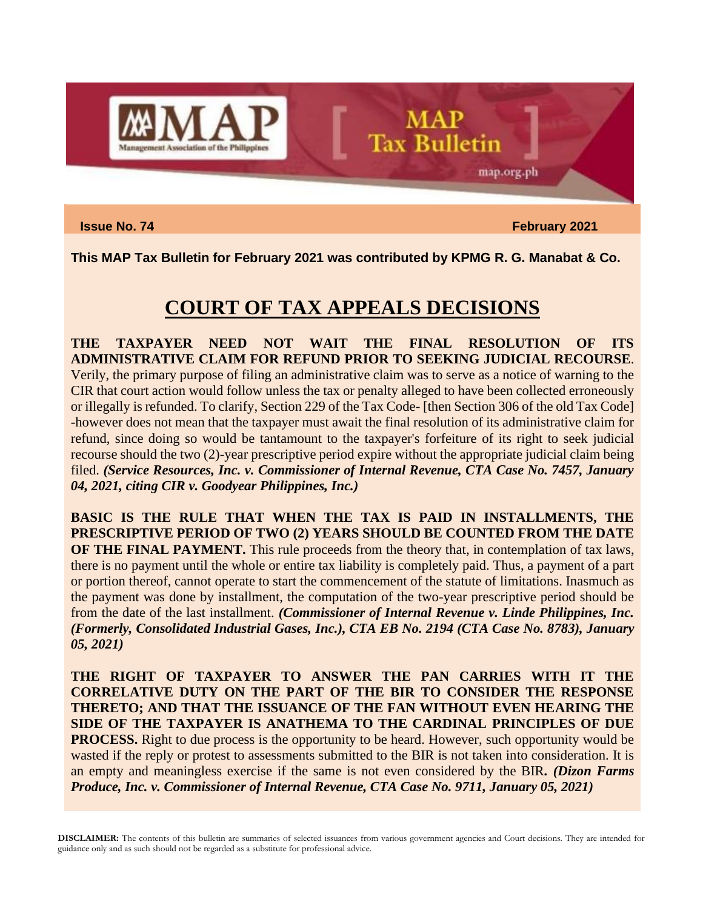# MAP Tax Bulletin

**Issue No. 74** **February 2021**

**This MAP Tax Bulletin for February 2021 was contributed by KPMG R. G. Manabat & Co.**

## COURT OF TAX APPEALS DECISIONS

**THE TAXPAYER NEED NOT WAIT THE FINAL RESOLUTION OF ITS ADMINISTRATIVE CLAIM FOR REFUND PRIOR TO SEEKING JUDICIAL RECOURSE**. Verily, the primary purpose of filing an administrative claim was to serve as a notice of warning to the CIR that court action would follow unless the tax or penalty alleged to have been collected erroneously or illegally is refunded. To clarify, Section 229 of the Tax Code- [then Section 306 of the old Tax Code] -however does not mean that the taxpayer must await the final resolution of its administrative claim for refund, since doing so would be tantamount to the taxpayer's forfeiture of its right to seek judicial recourse should the two (2)-year prescriptive period expire without the appropriate judicial claim being filed. ***(Service Resources, Inc. v. Commissioner of Internal Revenue, CTA Case No. 7457, January 04, 2021, citing CIR v. Goodyear Philippines, Inc.)***

**BASIC IS THE RULE THAT WHEN THE TAX IS PAID IN INSTALLMENTS, THE PRESCRIPTIVE PERIOD OF TWO (2) YEARS SHOULD BE COUNTED FROM THE DATE OF THE FINAL PAYMENT.** This rule proceeds from the theory that, in contemplation of tax laws, there is no payment until the whole or entire tax liability is completely paid. Thus, a payment of a part or portion thereof, cannot operate to start the commencement of the statute of limitations. Inasmuch as the payment was done by installment, the computation of the two-year prescriptive period should be from the date of the last installment. ***(Commissioner of Internal Revenue v. Linde Philippines, Inc. (Formerly, Consolidated Industrial Gases, Inc.), CTA EB No. 2194 (CTA Case No. 8783), January 05, 2021)***

**THE RIGHT OF TAXPAYER TO ANSWER THE PAN CARRIES WITH IT THE CORRELATIVE DUTY ON THE PART OF THE BIR TO CONSIDER THE RESPONSE THERETO; AND THAT THE ISSUANCE OF THE FAN WITHOUT EVEN HEARING THE SIDE OF THE TAXPAYER IS ANATHEMA TO THE CARDINAL PRINCIPLES OF DUE PROCESS.** Right to due process is the opportunity to be heard. However, such opportunity would be wasted if the reply or protest to assessments submitted to the BIR is not taken into consideration. It is an empty and meaningless exercise if the same is not even considered by the BIR. ***(Dizon Farms Produce, Inc. v. Commissioner of Internal Revenue, CTA Case No. 9711, January 05, 2021)***

**DISCLAIMER:** The contents of this bulletin are summaries of selected issuances from various government agencies and Court decisions. They are intended for guidance only and as such should not be regarded as a substitute for professional advice.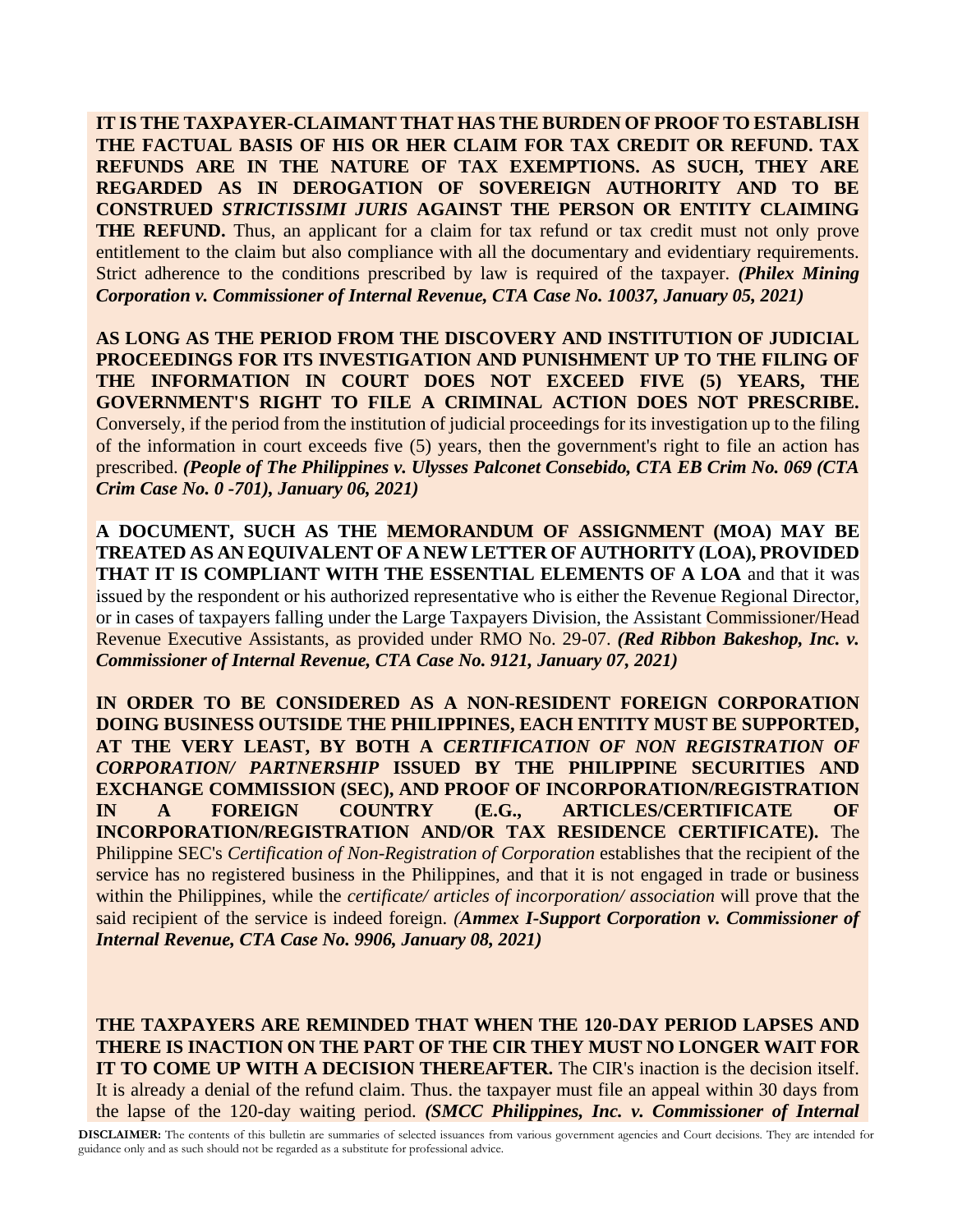**IT IS THE TAXPAYER-CLAIMANT THAT HAS THE BURDEN OF PROOF TO ESTABLISH THE FACTUAL BASIS OF HIS OR HER CLAIM FOR TAX CREDIT OR REFUND. TAX REFUNDS ARE IN THE NATURE OF TAX EXEMPTIONS. AS SUCH, THEY ARE REGARDED AS IN DEROGATION OF SOVEREIGN AUTHORITY AND TO BE CONSTRUED *STRICTISSIMI JURIS* AGAINST THE PERSON OR ENTITY CLAIMING THE REFUND.** Thus, an applicant for a claim for tax refund or tax credit must not only prove entitlement to the claim but also compliance with all the documentary and evidentiary requirements. Strict adherence to the conditions prescribed by law is required of the taxpayer. ***(Philex Mining Corporation v. Commissioner of Internal Revenue, CTA Case No. 10037, January 05, 2021)***

**AS LONG AS THE PERIOD FROM THE DISCOVERY AND INSTITUTION OF JUDICIAL PROCEEDINGS FOR ITS INVESTIGATION AND PUNISHMENT UP TO THE FILING OF THE INFORMATION IN COURT DOES NOT EXCEED FIVE (5) YEARS, THE GOVERNMENT'S RIGHT TO FILE A CRIMINAL ACTION DOES NOT PRESCRIBE.** Conversely, if the period from the institution of judicial proceedings for its investigation up to the filing of the information in court exceeds five (5) years, then the government's right to file an action has prescribed. ***(People of The Philippines v. Ulysses Palconet Consebido, CTA EB Crim No. 069 (CTA Crim Case No. 0 -701), January 06, 2021)***

**A DOCUMENT, SUCH AS THE MEMORANDUM OF ASSIGNMENT (MOA) MAY BE TREATED AS AN EQUIVALENT OF A NEW LETTER OF AUTHORITY (LOA), PROVIDED THAT IT IS COMPLIANT WITH THE ESSENTIAL ELEMENTS OF A LOA** and that it was issued by the respondent or his authorized representative who is either the Revenue Regional Director, or in cases of taxpayers falling under the Large Taxpayers Division, the Assistant Commissioner/Head Revenue Executive Assistants, as provided under RMO No. 29-07. ***(Red Ribbon Bakeshop, Inc. v. Commissioner of Internal Revenue, CTA Case No. 9121, January 07, 2021)***

**IN ORDER TO BE CONSIDERED AS A NON-RESIDENT FOREIGN CORPORATION DOING BUSINESS OUTSIDE THE PHILIPPINES, EACH ENTITY MUST BE SUPPORTED, AT THE VERY LEAST, BY BOTH A *CERTIFICATION OF NON REGISTRATION OF CORPORATION/ PARTNERSHIP* ISSUED BY THE PHILIPPINE SECURITIES AND EXCHANGE COMMISSION (SEC), AND PROOF OF INCORPORATION/REGISTRATION IN A FOREIGN COUNTRY (E.G., ARTICLES/CERTIFICATE OF INCORPORATION/REGISTRATION AND/OR TAX RESIDENCE CERTIFICATE).** The Philippine SEC's *Certification of Non-Registration of Corporation* establishes that the recipient of the service has no registered business in the Philippines, and that it is not engaged in trade or business within the Philippines, while the *certificate/ articles of incorporation/ association* will prove that the said recipient of the service is indeed foreign. *(**Ammex I-Support Corporation v. Commissioner of Internal Revenue, CTA Case No. 9906, January 08, 2021)***

**THE TAXPAYERS ARE REMINDED THAT WHEN THE 120-DAY PERIOD LAPSES AND THERE IS INACTION ON THE PART OF THE CIR THEY MUST NO LONGER WAIT FOR IT TO COME UP WITH A DECISION THEREAFTER.** The CIR's inaction is the decision itself. It is already a denial of the refund claim. Thus. the taxpayer must file an appeal within 30 days from the lapse of the 120-day waiting period. ***(SMCC Philippines, Inc. v. Commissioner of Internal***

**DISCLAIMER:** The contents of this bulletin are summaries of selected issuances from various government agencies and Court decisions. They are intended for guidance only and as such should not be regarded as a substitute for professional advice.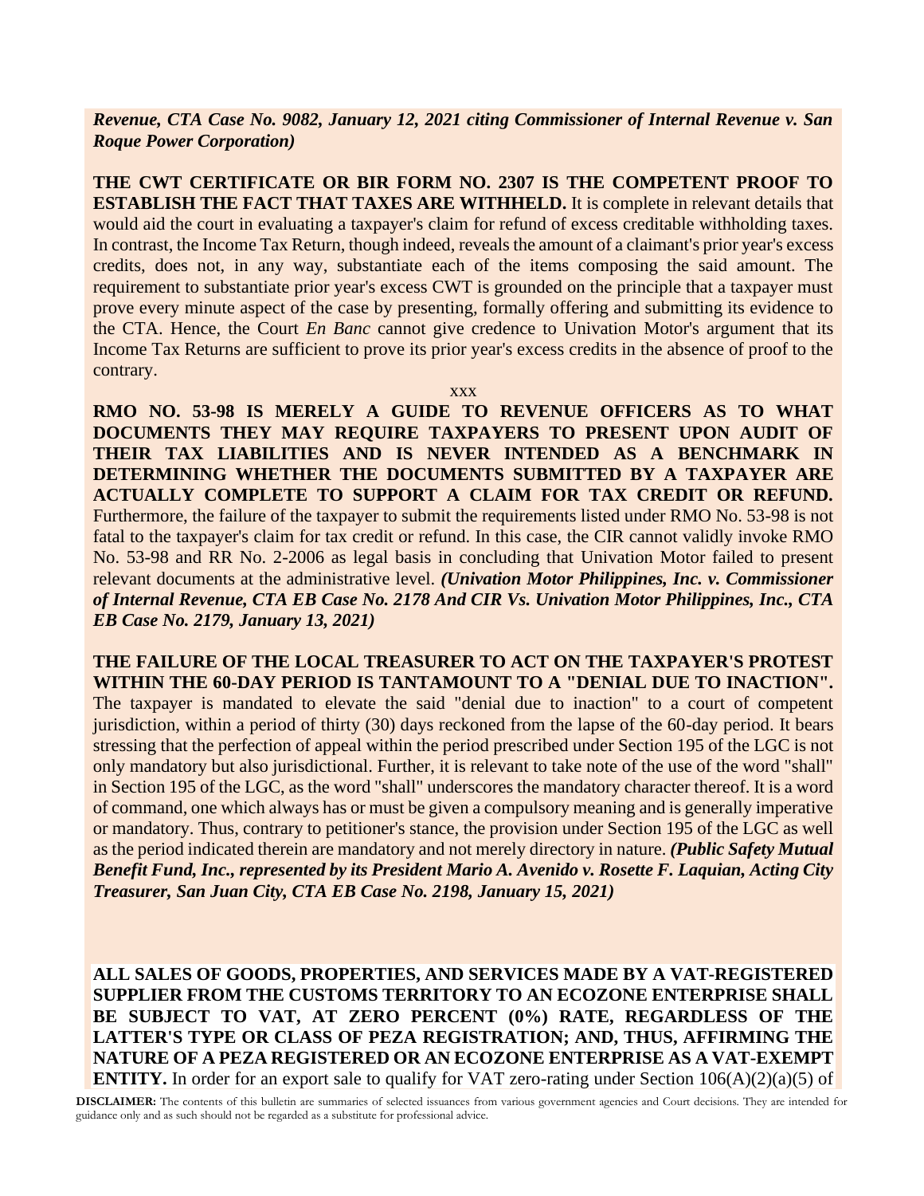***Revenue, CTA Case No. 9082, January 12, 2021 citing Commissioner of Internal Revenue v. San Roque Power Corporation)***

**THE CWT CERTIFICATE OR BIR FORM NO. 2307 IS THE COMPETENT PROOF TO ESTABLISH THE FACT THAT TAXES ARE WITHHELD.** It is complete in relevant details that would aid the court in evaluating a taxpayer's claim for refund of excess creditable withholding taxes. In contrast, the Income Tax Return, though indeed, reveals the amount of a claimant's prior year's excess credits, does not, in any way, substantiate each of the items composing the said amount. The requirement to substantiate prior year's excess CWT is grounded on the principle that a taxpayer must prove every minute aspect of the case by presenting, formally offering and submitting its evidence to the CTA. Hence, the Court *En Banc* cannot give credence to Univation Motor's argument that its Income Tax Returns are sufficient to prove its prior year's excess credits in the absence of proof to the contrary.

xxx

**RMO NO. 53-98 IS MERELY A GUIDE TO REVENUE OFFICERS AS TO WHAT DOCUMENTS THEY MAY REQUIRE TAXPAYERS TO PRESENT UPON AUDIT OF THEIR TAX LIABILITIES AND IS NEVER INTENDED AS A BENCHMARK IN DETERMINING WHETHER THE DOCUMENTS SUBMITTED BY A TAXPAYER ARE ACTUALLY COMPLETE TO SUPPORT A CLAIM FOR TAX CREDIT OR REFUND.** Furthermore, the failure of the taxpayer to submit the requirements listed under RMO No. 53-98 is not fatal to the taxpayer's claim for tax credit or refund. In this case, the CIR cannot validly invoke RMO No. 53-98 and RR No. 2-2006 as legal basis in concluding that Univation Motor failed to present relevant documents at the administrative level. ***(Univation Motor Philippines, Inc. v. Commissioner of Internal Revenue, CTA EB Case No. 2178 And CIR Vs. Univation Motor Philippines, Inc., CTA EB Case No. 2179, January 13, 2021)***

**THE FAILURE OF THE LOCAL TREASURER TO ACT ON THE TAXPAYER'S PROTEST WITHIN THE 60-DAY PERIOD IS TANTAMOUNT TO A "DENIAL DUE TO INACTION".** The taxpayer is mandated to elevate the said "denial due to inaction" to a court of competent jurisdiction, within a period of thirty (30) days reckoned from the lapse of the 60-day period. It bears stressing that the perfection of appeal within the period prescribed under Section 195 of the LGC is not only mandatory but also jurisdictional. Further, it is relevant to take note of the use of the word "shall" in Section 195 of the LGC, as the word "shall" underscores the mandatory character thereof. It is a word of command, one which always has or must be given a compulsory meaning and is generally imperative or mandatory. Thus, contrary to petitioner's stance, the provision under Section 195 of the LGC as well as the period indicated therein are mandatory and not merely directory in nature. ***(Public Safety Mutual Benefit Fund, Inc., represented by its President Mario A. Avenido v. Rosette F. Laquian, Acting City Treasurer, San Juan City, CTA EB Case No. 2198, January 15, 2021)***

**ALL SALES OF GOODS, PROPERTIES, AND SERVICES MADE BY A VAT-REGISTERED SUPPLIER FROM THE CUSTOMS TERRITORY TO AN ECOZONE ENTERPRISE SHALL BE SUBJECT TO VAT, AT ZERO PERCENT (0%) RATE, REGARDLESS OF THE LATTER'S TYPE OR CLASS OF PEZA REGISTRATION; AND, THUS, AFFIRMING THE NATURE OF A PEZA REGISTERED OR AN ECOZONE ENTERPRISE AS A VAT-EXEMPT ENTITY.** In order for an export sale to qualify for VAT zero-rating under Section 106(A)(2)(a)(5) of

**DISCLAIMER:** The contents of this bulletin are summaries of selected issuances from various government agencies and Court decisions. They are intended for guidance only and as such should not be regarded as a substitute for professional advice.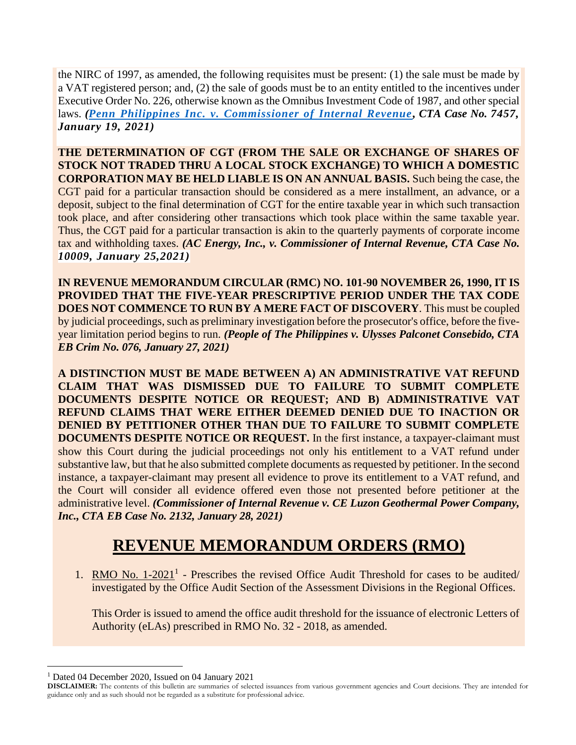the NIRC of 1997, as amended, the following requisites must be present: (1) the sale must be made by a VAT registered person; and, (2) the sale of goods must be to an entity entitled to the incentives under Executive Order No. 226, otherwise known as the Omnibus Investment Code of 1987, and other special laws. ***(Penn Philippines Inc. v. Commissioner of Internal Revenue, CTA Case No. 7457, January 19, 2021)***

**THE DETERMINATION OF CGT (FROM THE SALE OR EXCHANGE OF SHARES OF STOCK NOT TRADED THRU A LOCAL STOCK EXCHANGE) TO WHICH A DOMESTIC CORPORATION MAY BE HELD LIABLE IS ON AN ANNUAL BASIS.** Such being the case, the CGT paid for a particular transaction should be considered as a mere installment, an advance, or a deposit, subject to the final determination of CGT for the entire taxable year in which such transaction took place, and after considering other transactions which took place within the same taxable year. Thus, the CGT paid for a particular transaction is akin to the quarterly payments of corporate income tax and withholding taxes. ***(AC Energy, Inc., v. Commissioner of Internal Revenue, CTA Case No. 10009, January 25,2021)***

**IN REVENUE MEMORANDUM CIRCULAR (RMC) NO. 101-90 NOVEMBER 26, 1990, IT IS PROVIDED THAT THE FIVE-YEAR PRESCRIPTIVE PERIOD UNDER THE TAX CODE DOES NOT COMMENCE TO RUN BY A MERE FACT OF DISCOVERY**. This must be coupled by judicial proceedings, such as preliminary investigation before the prosecutor's office, before the five-year limitation period begins to run. ***(People of The Philippines v. Ulysses Palconet Consebido, CTA EB Crim No. 076, January 27, 2021)***

**A DISTINCTION MUST BE MADE BETWEEN A) AN ADMINISTRATIVE VAT REFUND CLAIM THAT WAS DISMISSED DUE TO FAILURE TO SUBMIT COMPLETE DOCUMENTS DESPITE NOTICE OR REQUEST; AND B) ADMINISTRATIVE VAT REFUND CLAIMS THAT WERE EITHER DEEMED DENIED DUE TO INACTION OR DENIED BY PETITIONER OTHER THAN DUE TO FAILURE TO SUBMIT COMPLETE DOCUMENTS DESPITE NOTICE OR REQUEST.** In the first instance, a taxpayer-claimant must show this Court during the judicial proceedings not only his entitlement to a VAT refund under substantive law, but that he also submitted complete documents as requested by petitioner. In the second instance, a taxpayer-claimant may present all evidence to prove its entitlement to a VAT refund, and the Court will consider all evidence offered even those not presented before petitioner at the administrative level. ***(Commissioner of Internal Revenue v. CE Luzon Geothermal Power Company, Inc., CTA EB Case No. 2132, January 28, 2021)***

# REVENUE MEMORANDUM ORDERS (RMO)

1. RMO No. 1-2021[1] - Prescribes the revised Office Audit Threshold for cases to be audited/ investigated by the Office Audit Section of the Assessment Divisions in the Regional Offices.

   This Order is issued to amend the office audit threshold for the issuance of electronic Letters of Authority (eLAs) prescribed in RMO No. 32 - 2018, as amended.

[1] Dated 04 December 2020, Issued on 04 January 2021

**DISCLAIMER:** The contents of this bulletin are summaries of selected issuances from various government agencies and Court decisions. They are intended for guidance only and as such should not be regarded as a substitute for professional advice.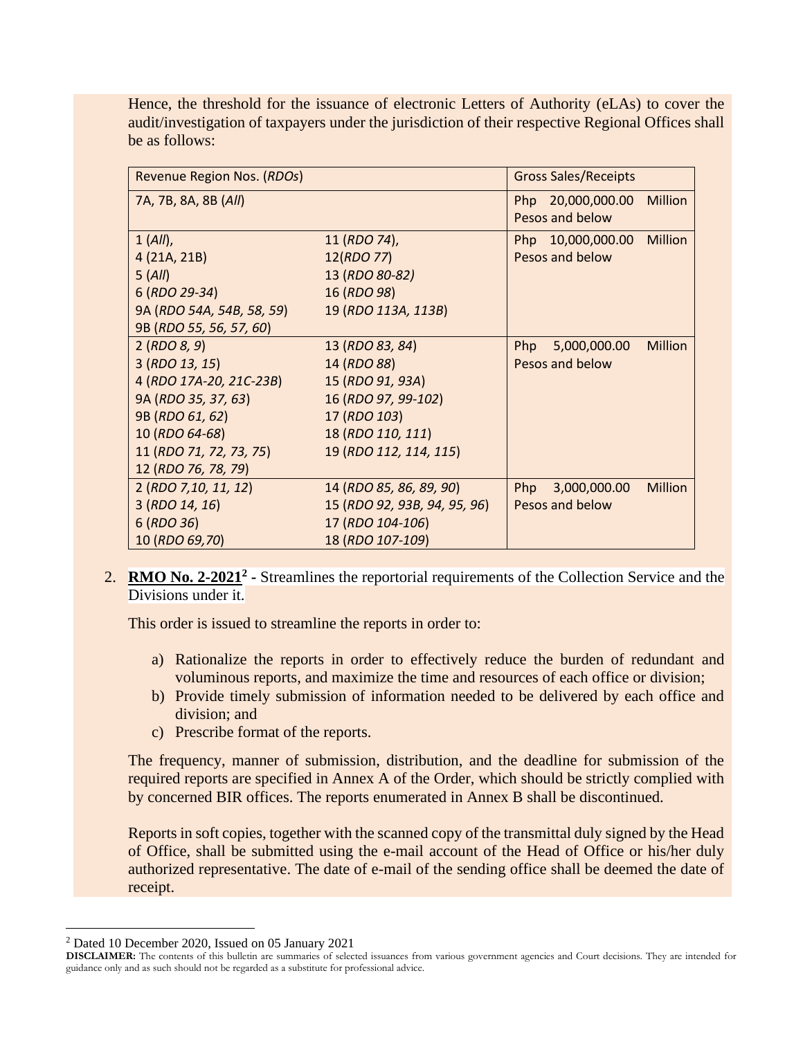Hence, the threshold for the issuance of electronic Letters of Authority (eLAs) to cover the audit/investigation of taxpayers under the jurisdiction of their respective Regional Offices shall be as follows:

| Revenue Region Nos. (*RDOs*) | | Gross Sales/Receipts |
|---|---|---|
| 7A, 7B, 8A, 8B (*All*) | | Php 20,000,000.00 Million Pesos and below |
| 1 (*All*),<br>4 (21A, 21B)<br>5 (*All*)<br>6 (*RDO 29-34*)<br>9A (*RDO 54A, 54B, 58, 59*)<br>9B (*RDO 55, 56, 57, 60*) | 11 (*RDO 74*),<br>12(*RDO 77*)<br>13 (*RDO 80-82*)<br>16 (*RDO 98*)<br>19 (*RDO 113A, 113B*) | Php 10,000,000.00 Million Pesos and below |
| 2 (*RDO 8, 9*)<br>3 (*RDO 13, 15*)<br>4 (*RDO 17A-20, 21C-23B*)<br>9A (*RDO 35, 37, 63*)<br>9B (*RDO 61, 62*)<br>10 (*RDO 64-68*)<br>11 (*RDO 71, 72, 73, 75*)<br>12 (*RDO 76, 78, 79*) | 13 (*RDO 83, 84*)<br>14 (*RDO 88*)<br>15 (*RDO 91, 93A*)<br>16 (*RDO 97, 99-102*)<br>17 (*RDO 103*)<br>18 (*RDO 110, 111*)<br>19 (*RDO 112, 114, 115*) | Php 5,000,000.00 Million Pesos and below |
| 2 (*RDO 7,10, 11, 12*)<br>3 (*RDO 14, 16*)<br>6 (*RDO 36*)<br>10 (*RDO 69,70*) | 14 (*RDO 85, 86, 89, 90*)<br>15 (*RDO 92, 93B, 94, 95, 96*)<br>17 (*RDO 104-106*)<br>18 (*RDO 107-109*) | Php 3,000,000.00 Million Pesos and below |

2. **RMO No. 2-2021**[2] - Streamlines the reportorial requirements of the Collection Service and the Divisions under it.

   This order is issued to streamline the reports in order to:

   a) Rationalize the reports in order to effectively reduce the burden of redundant and voluminous reports, and maximize the time and resources of each office or division;
   b) Provide timely submission of information needed to be delivered by each office and division; and
   c) Prescribe format of the reports.

   The frequency, manner of submission, distribution, and the deadline for submission of the required reports are specified in Annex A of the Order, which should be strictly complied with by concerned BIR offices. The reports enumerated in Annex B shall be discontinued.

   Reports in soft copies, together with the scanned copy of the transmittal duly signed by the Head of Office, shall be submitted using the e-mail account of the Head of Office or his/her duly authorized representative. The date of e-mail of the sending office shall be deemed the date of receipt.

[2] Dated 10 December 2020, Issued on 05 January 2021

**DISCLAIMER:** The contents of this bulletin are summaries of selected issuances from various government agencies and Court decisions. They are intended for guidance only and as such should not be regarded as a substitute for professional advice.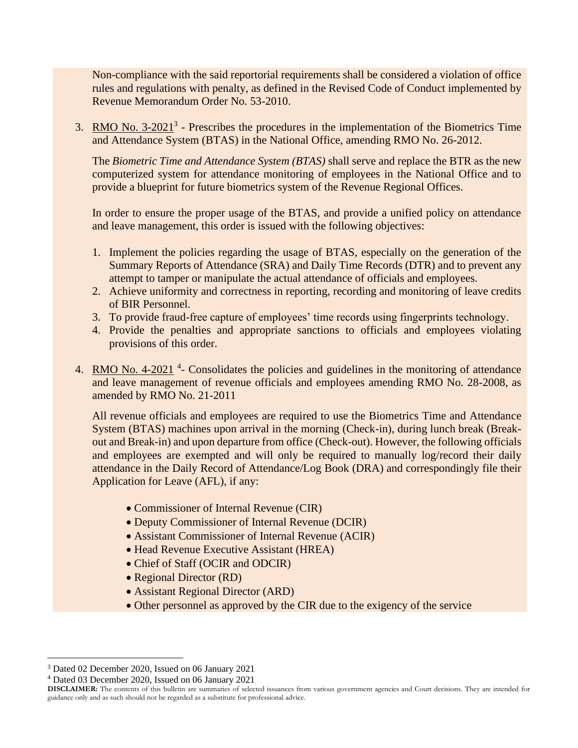Non-compliance with the said reportorial requirements shall be considered a violation of office rules and regulations with penalty, as defined in the Revised Code of Conduct implemented by Revenue Memorandum Order No. 53-2010.

3. RMO No. 3-2021[3] - Prescribes the procedures in the implementation of the Biometrics Time and Attendance System (BTAS) in the National Office, amending RMO No. 26-2012.

   The *Biometric Time and Attendance System (BTAS)* shall serve and replace the BTR as the new computerized system for attendance monitoring of employees in the National Office and to provide a blueprint for future biometrics system of the Revenue Regional Offices.

   In order to ensure the proper usage of the BTAS, and provide a unified policy on attendance and leave management, this order is issued with the following objectives:

   1. Implement the policies regarding the usage of BTAS, especially on the generation of the Summary Reports of Attendance (SRA) and Daily Time Records (DTR) and to prevent any attempt to tamper or manipulate the actual attendance of officials and employees.
   2. Achieve uniformity and correctness in reporting, recording and monitoring of leave credits of BIR Personnel.
   3. To provide fraud-free capture of employees' time records using fingerprints technology.
   4. Provide the penalties and appropriate sanctions to officials and employees violating provisions of this order.

4. RMO No. 4-2021 [4]- Consolidates the policies and guidelines in the monitoring of attendance and leave management of revenue officials and employees amending RMO No. 28-2008, as amended by RMO No. 21-2011

   All revenue officials and employees are required to use the Biometrics Time and Attendance System (BTAS) machines upon arrival in the morning (Check-in), during lunch break (Break-out and Break-in) and upon departure from office (Check-out). However, the following officials and employees are exempted and will only be required to manually log/record their daily attendance in the Daily Record of Attendance/Log Book (DRA) and correspondingly file their Application for Leave (AFL), if any:

   - Commissioner of Internal Revenue (CIR)
   - Deputy Commissioner of Internal Revenue (DCIR)
   - Assistant Commissioner of Internal Revenue (ACIR)
   - Head Revenue Executive Assistant (HREA)
   - Chief of Staff (OCIR and ODCIR)
   - Regional Director (RD)
   - Assistant Regional Director (ARD)
   - Other personnel as approved by the CIR due to the exigency of the service

---

[3] Dated 02 December 2020, Issued on 06 January 2021

[4] Dated 03 December 2020, Issued on 06 January 2021

**DISCLAIMER:** The contents of this bulletin are summaries of selected issuances from various government agencies and Court decisions. They are intended for guidance only and as such should not be regarded as a substitute for professional advice.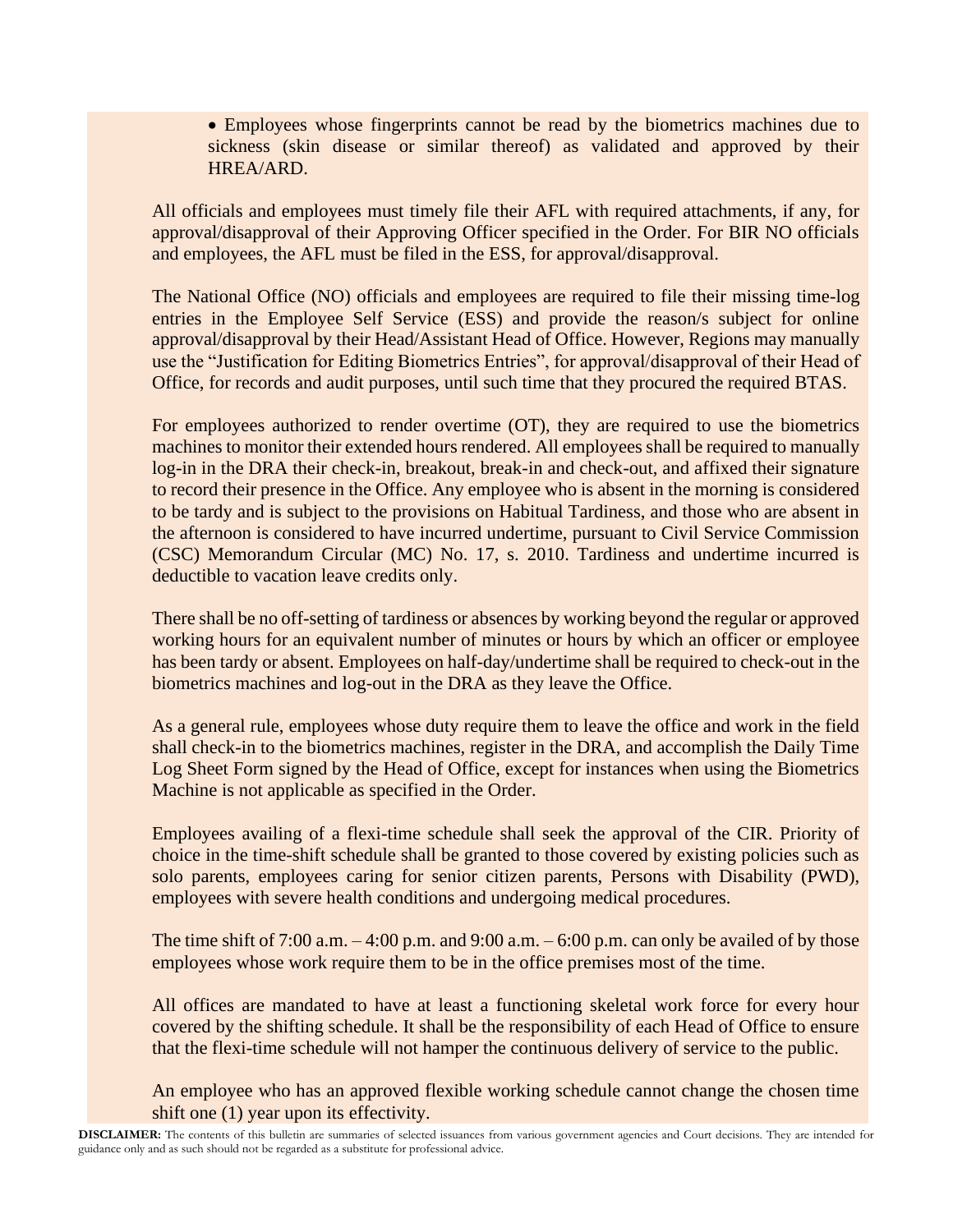- Employees whose fingerprints cannot be read by the biometrics machines due to sickness (skin disease or similar thereof) as validated and approved by their HREA/ARD.

All officials and employees must timely file their AFL with required attachments, if any, for approval/disapproval of their Approving Officer specified in the Order. For BIR NO officials and employees, the AFL must be filed in the ESS, for approval/disapproval.

The National Office (NO) officials and employees are required to file their missing time-log entries in the Employee Self Service (ESS) and provide the reason/s subject for online approval/disapproval by their Head/Assistant Head of Office. However, Regions may manually use the "Justification for Editing Biometrics Entries", for approval/disapproval of their Head of Office, for records and audit purposes, until such time that they procured the required BTAS.

For employees authorized to render overtime (OT), they are required to use the biometrics machines to monitor their extended hours rendered. All employees shall be required to manually log-in in the DRA their check-in, breakout, break-in and check-out, and affixed their signature to record their presence in the Office. Any employee who is absent in the morning is considered to be tardy and is subject to the provisions on Habitual Tardiness, and those who are absent in the afternoon is considered to have incurred undertime, pursuant to Civil Service Commission (CSC) Memorandum Circular (MC) No. 17, s. 2010. Tardiness and undertime incurred is deductible to vacation leave credits only.

There shall be no off-setting of tardiness or absences by working beyond the regular or approved working hours for an equivalent number of minutes or hours by which an officer or employee has been tardy or absent. Employees on half-day/undertime shall be required to check-out in the biometrics machines and log-out in the DRA as they leave the Office.

As a general rule, employees whose duty require them to leave the office and work in the field shall check-in to the biometrics machines, register in the DRA, and accomplish the Daily Time Log Sheet Form signed by the Head of Office, except for instances when using the Biometrics Machine is not applicable as specified in the Order.

Employees availing of a flexi-time schedule shall seek the approval of the CIR. Priority of choice in the time-shift schedule shall be granted to those covered by existing policies such as solo parents, employees caring for senior citizen parents, Persons with Disability (PWD), employees with severe health conditions and undergoing medical procedures.

The time shift of 7:00 a.m. – 4:00 p.m. and 9:00 a.m. – 6:00 p.m. can only be availed of by those employees whose work require them to be in the office premises most of the time.

All offices are mandated to have at least a functioning skeletal work force for every hour covered by the shifting schedule. It shall be the responsibility of each Head of Office to ensure that the flexi-time schedule will not hamper the continuous delivery of service to the public.

An employee who has an approved flexible working schedule cannot change the chosen time shift one (1) year upon its effectivity.

**DISCLAIMER:** The contents of this bulletin are summaries of selected issuances from various government agencies and Court decisions. They are intended for guidance only and as such should not be regarded as a substitute for professional advice.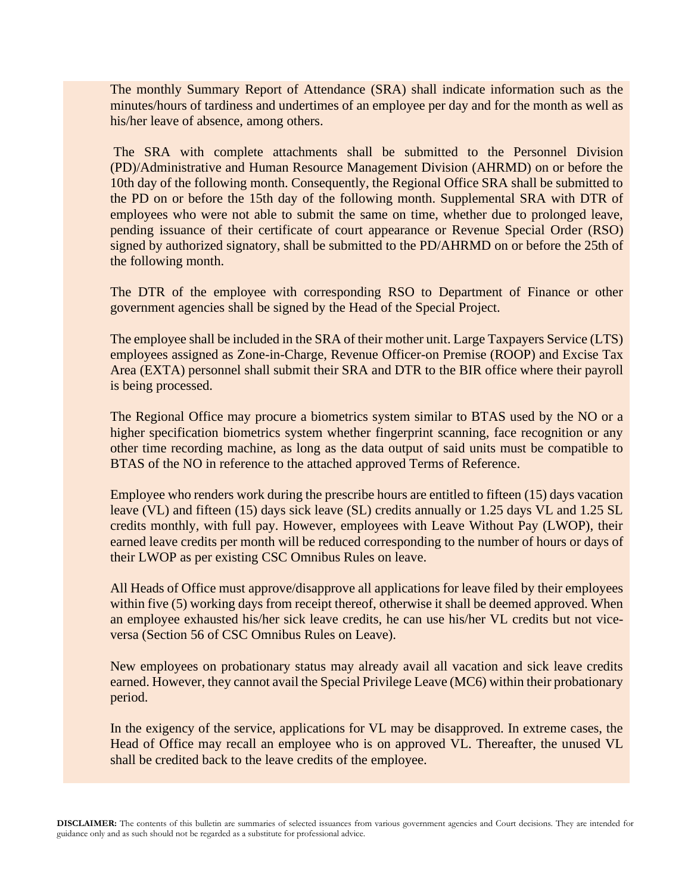The monthly Summary Report of Attendance (SRA) shall indicate information such as the minutes/hours of tardiness and undertimes of an employee per day and for the month as well as his/her leave of absence, among others.

The SRA with complete attachments shall be submitted to the Personnel Division (PD)/Administrative and Human Resource Management Division (AHRMD) on or before the 10th day of the following month. Consequently, the Regional Office SRA shall be submitted to the PD on or before the 15th day of the following month. Supplemental SRA with DTR of employees who were not able to submit the same on time, whether due to prolonged leave, pending issuance of their certificate of court appearance or Revenue Special Order (RSO) signed by authorized signatory, shall be submitted to the PD/AHRMD on or before the 25th of the following month.

The DTR of the employee with corresponding RSO to Department of Finance or other government agencies shall be signed by the Head of the Special Project.

The employee shall be included in the SRA of their mother unit. Large Taxpayers Service (LTS) employees assigned as Zone-in-Charge, Revenue Officer-on Premise (ROOP) and Excise Tax Area (EXTA) personnel shall submit their SRA and DTR to the BIR office where their payroll is being processed.

The Regional Office may procure a biometrics system similar to BTAS used by the NO or a higher specification biometrics system whether fingerprint scanning, face recognition or any other time recording machine, as long as the data output of said units must be compatible to BTAS of the NO in reference to the attached approved Terms of Reference.

Employee who renders work during the prescribe hours are entitled to fifteen (15) days vacation leave (VL) and fifteen (15) days sick leave (SL) credits annually or 1.25 days VL and 1.25 SL credits monthly, with full pay. However, employees with Leave Without Pay (LWOP), their earned leave credits per month will be reduced corresponding to the number of hours or days of their LWOP as per existing CSC Omnibus Rules on leave.

All Heads of Office must approve/disapprove all applications for leave filed by their employees within five (5) working days from receipt thereof, otherwise it shall be deemed approved. When an employee exhausted his/her sick leave credits, he can use his/her VL credits but not vice-versa (Section 56 of CSC Omnibus Rules on Leave).

New employees on probationary status may already avail all vacation and sick leave credits earned. However, they cannot avail the Special Privilege Leave (MC6) within their probationary period.

In the exigency of the service, applications for VL may be disapproved. In extreme cases, the Head of Office may recall an employee who is on approved VL. Thereafter, the unused VL shall be credited back to the leave credits of the employee.

**DISCLAIMER:** The contents of this bulletin are summaries of selected issuances from various government agencies and Court decisions. They are intended for guidance only and as such should not be regarded as a substitute for professional advice.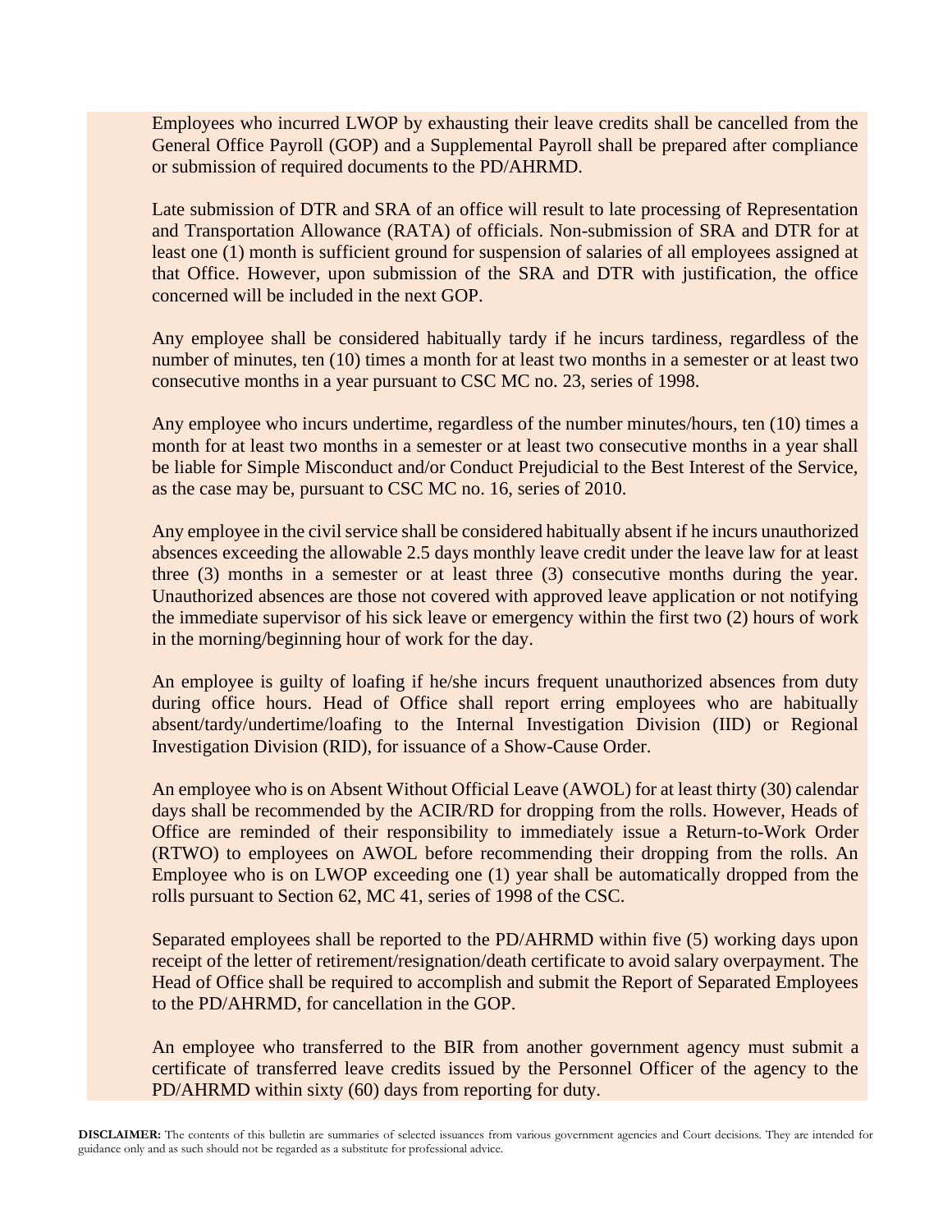Employees who incurred LWOP by exhausting their leave credits shall be cancelled from the General Office Payroll (GOP) and a Supplemental Payroll shall be prepared after compliance or submission of required documents to the PD/AHRMD.

Late submission of DTR and SRA of an office will result to late processing of Representation and Transportation Allowance (RATA) of officials. Non-submission of SRA and DTR for at least one (1) month is sufficient ground for suspension of salaries of all employees assigned at that Office. However, upon submission of the SRA and DTR with justification, the office concerned will be included in the next GOP.

Any employee shall be considered habitually tardy if he incurs tardiness, regardless of the number of minutes, ten (10) times a month for at least two months in a semester or at least two consecutive months in a year pursuant to CSC MC no. 23, series of 1998.

Any employee who incurs undertime, regardless of the number minutes/hours, ten (10) times a month for at least two months in a semester or at least two consecutive months in a year shall be liable for Simple Misconduct and/or Conduct Prejudicial to the Best Interest of the Service, as the case may be, pursuant to CSC MC no. 16, series of 2010.

Any employee in the civil service shall be considered habitually absent if he incurs unauthorized absences exceeding the allowable 2.5 days monthly leave credit under the leave law for at least three (3) months in a semester or at least three (3) consecutive months during the year. Unauthorized absences are those not covered with approved leave application or not notifying the immediate supervisor of his sick leave or emergency within the first two (2) hours of work in the morning/beginning hour of work for the day.

An employee is guilty of loafing if he/she incurs frequent unauthorized absences from duty during office hours. Head of Office shall report erring employees who are habitually absent/tardy/undertime/loafing to the Internal Investigation Division (IID) or Regional Investigation Division (RID), for issuance of a Show-Cause Order.

An employee who is on Absent Without Official Leave (AWOL) for at least thirty (30) calendar days shall be recommended by the ACIR/RD for dropping from the rolls. However, Heads of Office are reminded of their responsibility to immediately issue a Return-to-Work Order (RTWO) to employees on AWOL before recommending their dropping from the rolls. An Employee who is on LWOP exceeding one (1) year shall be automatically dropped from the rolls pursuant to Section 62, MC 41, series of 1998 of the CSC.

Separated employees shall be reported to the PD/AHRMD within five (5) working days upon receipt of the letter of retirement/resignation/death certificate to avoid salary overpayment. The Head of Office shall be required to accomplish and submit the Report of Separated Employees to the PD/AHRMD, for cancellation in the GOP.

An employee who transferred to the BIR from another government agency must submit a certificate of transferred leave credits issued by the Personnel Officer of the agency to the PD/AHRMD within sixty (60) days from reporting for duty.

**DISCLAIMER:** The contents of this bulletin are summaries of selected issuances from various government agencies and Court decisions. They are intended for guidance only and as such should not be regarded as a substitute for professional advice.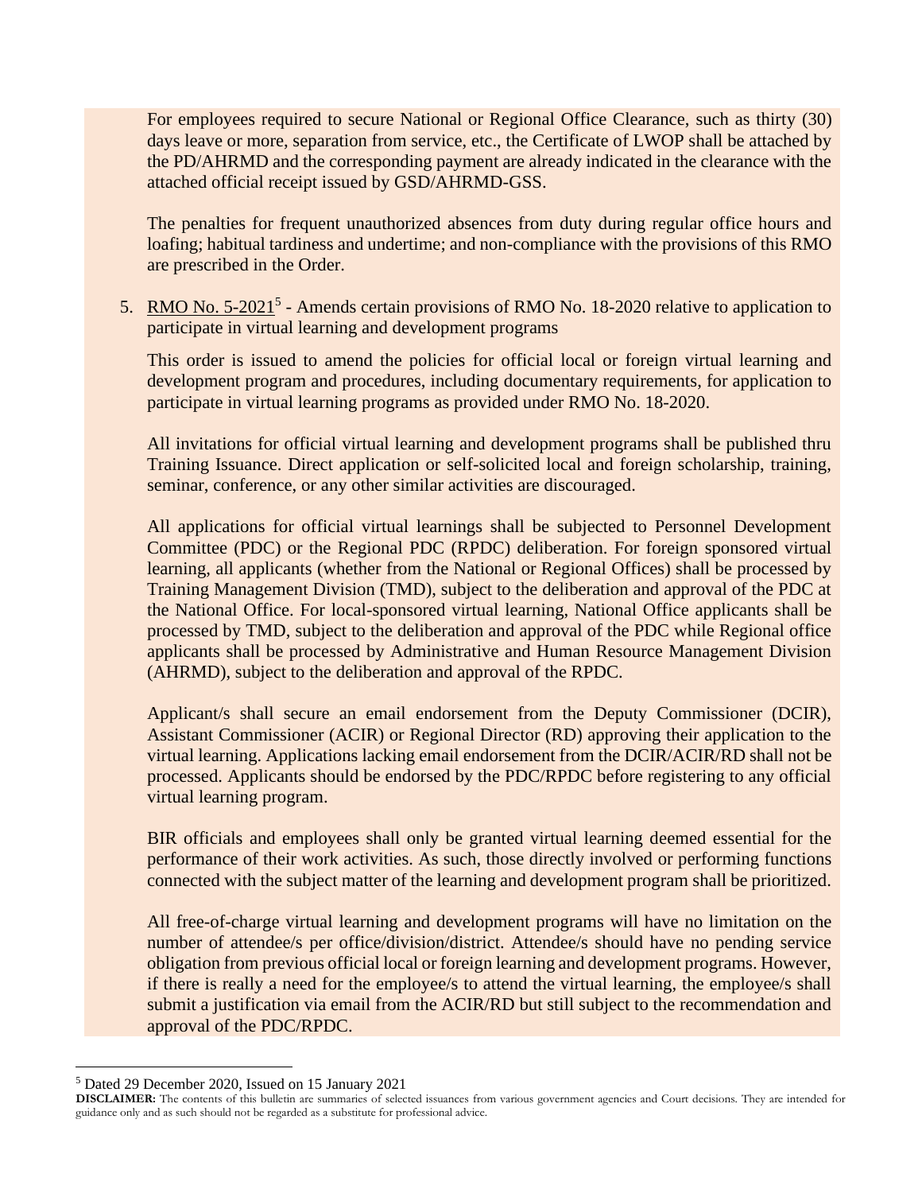For employees required to secure National or Regional Office Clearance, such as thirty (30) days leave or more, separation from service, etc., the Certificate of LWOP shall be attached by the PD/AHRMD and the corresponding payment are already indicated in the clearance with the attached official receipt issued by GSD/AHRMD-GSS.

The penalties for frequent unauthorized absences from duty during regular office hours and loafing; habitual tardiness and undertime; and non-compliance with the provisions of this RMO are prescribed in the Order.

5. RMO No. 5-2021[5] - Amends certain provisions of RMO No. 18-2020 relative to application to participate in virtual learning and development programs

   This order is issued to amend the policies for official local or foreign virtual learning and development program and procedures, including documentary requirements, for application to participate in virtual learning programs as provided under RMO No. 18-2020.

   All invitations for official virtual learning and development programs shall be published thru Training Issuance. Direct application or self-solicited local and foreign scholarship, training, seminar, conference, or any other similar activities are discouraged.

   All applications for official virtual learnings shall be subjected to Personnel Development Committee (PDC) or the Regional PDC (RPDC) deliberation. For foreign sponsored virtual learning, all applicants (whether from the National or Regional Offices) shall be processed by Training Management Division (TMD), subject to the deliberation and approval of the PDC at the National Office. For local-sponsored virtual learning, National Office applicants shall be processed by TMD, subject to the deliberation and approval of the PDC while Regional office applicants shall be processed by Administrative and Human Resource Management Division (AHRMD), subject to the deliberation and approval of the RPDC.

   Applicant/s shall secure an email endorsement from the Deputy Commissioner (DCIR), Assistant Commissioner (ACIR) or Regional Director (RD) approving their application to the virtual learning. Applications lacking email endorsement from the DCIR/ACIR/RD shall not be processed. Applicants should be endorsed by the PDC/RPDC before registering to any official virtual learning program.

   BIR officials and employees shall only be granted virtual learning deemed essential for the performance of their work activities. As such, those directly involved or performing functions connected with the subject matter of the learning and development program shall be prioritized.

   All free-of-charge virtual learning and development programs will have no limitation on the number of attendee/s per office/division/district. Attendee/s should have no pending service obligation from previous official local or foreign learning and development programs. However, if there is really a need for the employee/s to attend the virtual learning, the employee/s shall submit a justification via email from the ACIR/RD but still subject to the recommendation and approval of the PDC/RPDC.

[5] Dated 29 December 2020, Issued on 15 January 2021

**DISCLAIMER:** The contents of this bulletin are summaries of selected issuances from various government agencies and Court decisions. They are intended for guidance only and as such should not be regarded as a substitute for professional advice.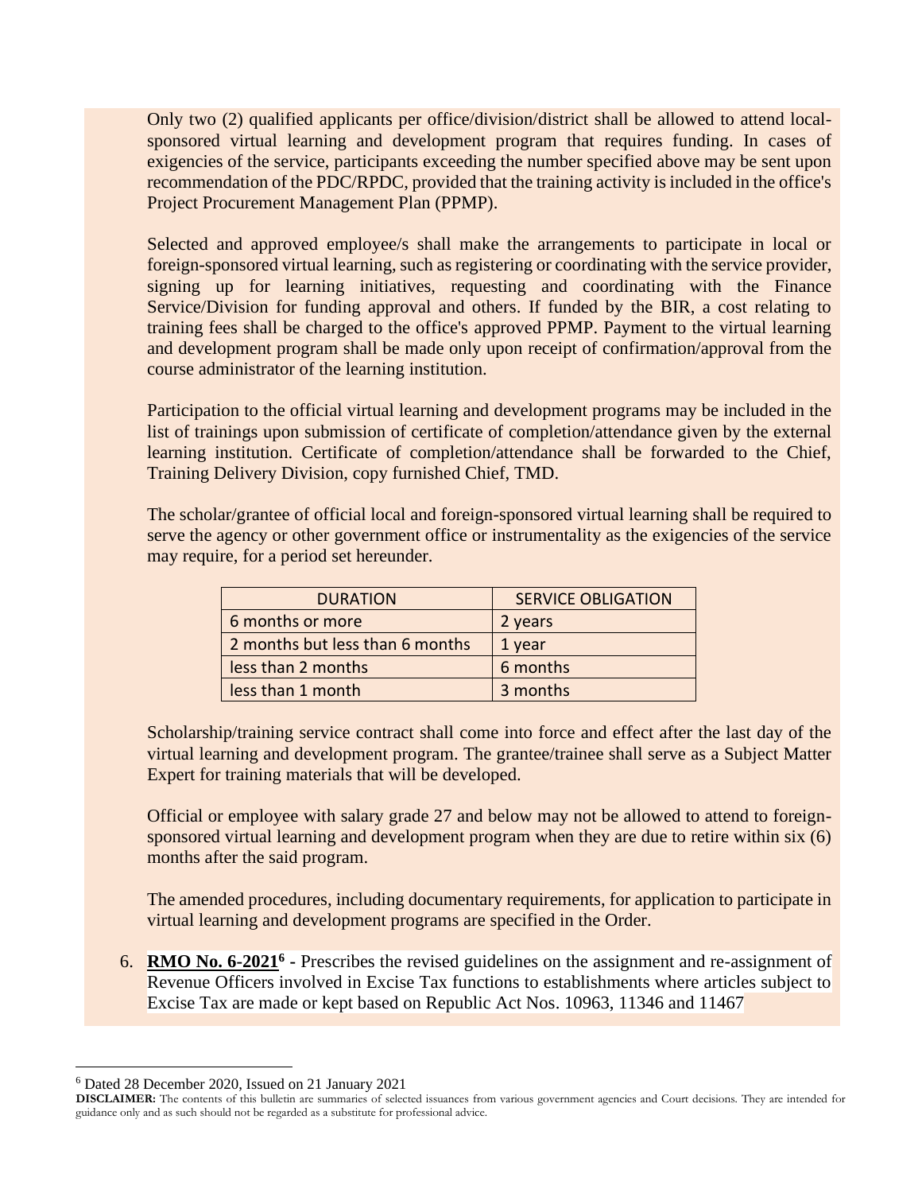Only two (2) qualified applicants per office/division/district shall be allowed to attend local-sponsored virtual learning and development program that requires funding. In cases of exigencies of the service, participants exceeding the number specified above may be sent upon recommendation of the PDC/RPDC, provided that the training activity is included in the office's Project Procurement Management Plan (PPMP).

Selected and approved employee/s shall make the arrangements to participate in local or foreign-sponsored virtual learning, such as registering or coordinating with the service provider, signing up for learning initiatives, requesting and coordinating with the Finance Service/Division for funding approval and others. If funded by the BIR, a cost relating to training fees shall be charged to the office's approved PPMP. Payment to the virtual learning and development program shall be made only upon receipt of confirmation/approval from the course administrator of the learning institution.

Participation to the official virtual learning and development programs may be included in the list of trainings upon submission of certificate of completion/attendance given by the external learning institution. Certificate of completion/attendance shall be forwarded to the Chief, Training Delivery Division, copy furnished Chief, TMD.

The scholar/grantee of official local and foreign-sponsored virtual learning shall be required to serve the agency or other government office or instrumentality as the exigencies of the service may require, for a period set hereunder.

| DURATION | SERVICE OBLIGATION |
| --- | --- |
| 6 months or more | 2 years |
| 2 months but less than 6 months | 1 year |
| less than 2 months | 6 months |
| less than 1 month | 3 months |

Scholarship/training service contract shall come into force and effect after the last day of the virtual learning and development program. The grantee/trainee shall serve as a Subject Matter Expert for training materials that will be developed.

Official or employee with salary grade 27 and below may not be allowed to attend to foreign-sponsored virtual learning and development program when they are due to retire within six (6) months after the said program.

The amended procedures, including documentary requirements, for application to participate in virtual learning and development programs are specified in the Order.

6. **RMO No. 6-2021**[6] - Prescribes the revised guidelines on the assignment and re-assignment of Revenue Officers involved in Excise Tax functions to establishments where articles subject to Excise Tax are made or kept based on Republic Act Nos. 10963, 11346 and 11467

[6] Dated 28 December 2020, Issued on 21 January 2021

**DISCLAIMER:** The contents of this bulletin are summaries of selected issuances from various government agencies and Court decisions. They are intended for guidance only and as such should not be regarded as a substitute for professional advice.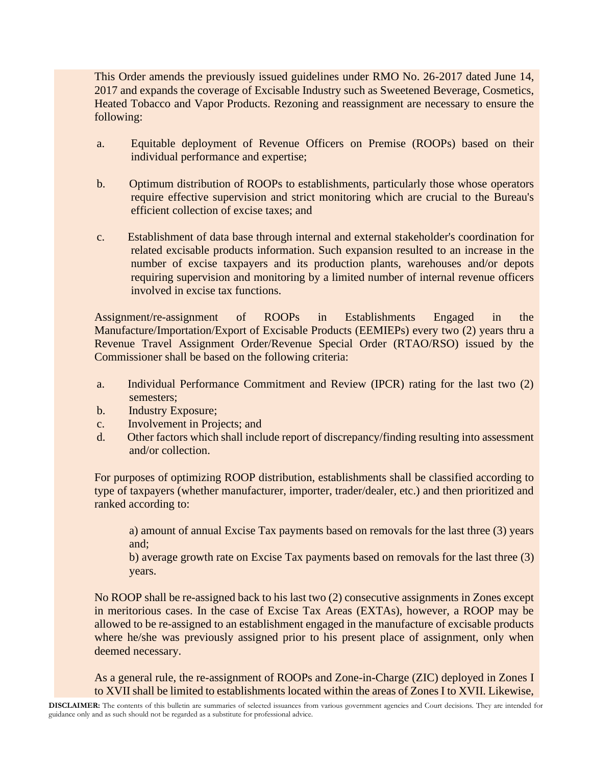This Order amends the previously issued guidelines under RMO No. 26-2017 dated June 14, 2017 and expands the coverage of Excisable Industry such as Sweetened Beverage, Cosmetics, Heated Tobacco and Vapor Products. Rezoning and reassignment are necessary to ensure the following:

a. Equitable deployment of Revenue Officers on Premise (ROOPs) based on their individual performance and expertise;

b. Optimum distribution of ROOPs to establishments, particularly those whose operators require effective supervision and strict monitoring which are crucial to the Bureau's efficient collection of excise taxes; and

c. Establishment of data base through internal and external stakeholder's coordination for related excisable products information. Such expansion resulted to an increase in the number of excise taxpayers and its production plants, warehouses and/or depots requiring supervision and monitoring by a limited number of internal revenue officers involved in excise tax functions.

Assignment/re-assignment of ROOPs in Establishments Engaged in the Manufacture/Importation/Export of Excisable Products (EEMIEPs) every two (2) years thru a Revenue Travel Assignment Order/Revenue Special Order (RTAO/RSO) issued by the Commissioner shall be based on the following criteria:

a. Individual Performance Commitment and Review (IPCR) rating for the last two (2) semesters;
b. Industry Exposure;
c. Involvement in Projects; and
d. Other factors which shall include report of discrepancy/finding resulting into assessment and/or collection.

For purposes of optimizing ROOP distribution, establishments shall be classified according to type of taxpayers (whether manufacturer, importer, trader/dealer, etc.) and then prioritized and ranked according to:

a) amount of annual Excise Tax payments based on removals for the last three (3) years and;
b) average growth rate on Excise Tax payments based on removals for the last three (3) years.

No ROOP shall be re-assigned back to his last two (2) consecutive assignments in Zones except in meritorious cases. In the case of Excise Tax Areas (EXTAs), however, a ROOP may be allowed to be re-assigned to an establishment engaged in the manufacture of excisable products where he/she was previously assigned prior to his present place of assignment, only when deemed necessary.

As a general rule, the re-assignment of ROOPs and Zone-in-Charge (ZIC) deployed in Zones I to XVII shall be limited to establishments located within the areas of Zones I to XVII. Likewise,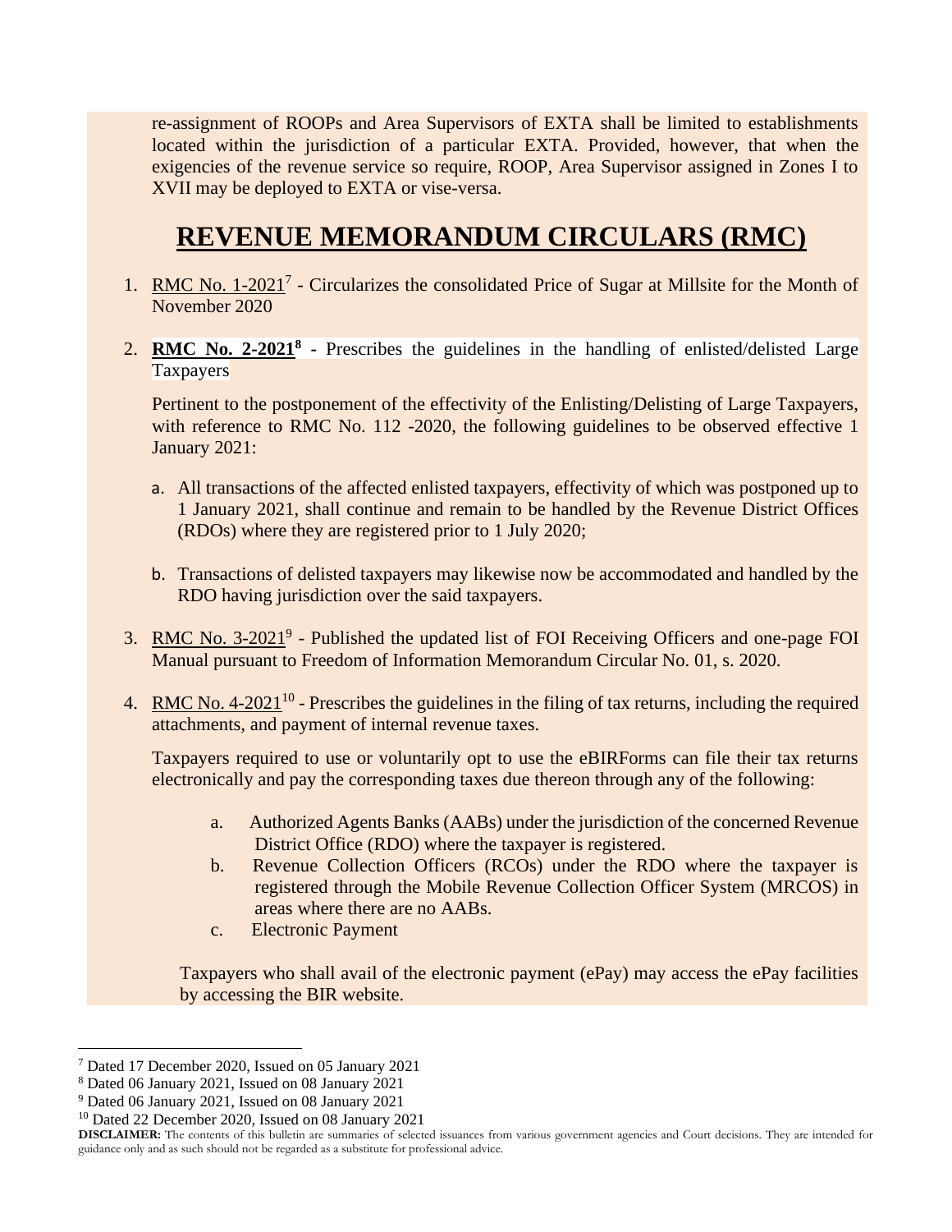re-assignment of ROOPs and Area Supervisors of EXTA shall be limited to establishments located within the jurisdiction of a particular EXTA. Provided, however, that when the exigencies of the revenue service so require, ROOP, Area Supervisor assigned in Zones I to XVII may be deployed to EXTA or vise-versa.

# REVENUE MEMORANDUM CIRCULARS (RMC)

1. RMC No. 1-2021[7] - Circularizes the consolidated Price of Sugar at Millsite for the Month of November 2020

2. **RMC No. 2-2021[8] -** Prescribes the guidelines in the handling of enlisted/delisted Large Taxpayers

   Pertinent to the postponement of the effectivity of the Enlisting/Delisting of Large Taxpayers, with reference to RMC No. 112 -2020, the following guidelines to be observed effective 1 January 2021:

   a. All transactions of the affected enlisted taxpayers, effectivity of which was postponed up to 1 January 2021, shall continue and remain to be handled by the Revenue District Offices (RDOs) where they are registered prior to 1 July 2020;

   b. Transactions of delisted taxpayers may likewise now be accommodated and handled by the RDO having jurisdiction over the said taxpayers.

3. RMC No. 3-2021[9] - Published the updated list of FOI Receiving Officers and one-page FOI Manual pursuant to Freedom of Information Memorandum Circular No. 01, s. 2020.

4. RMC No. 4-2021[10] - Prescribes the guidelines in the filing of tax returns, including the required attachments, and payment of internal revenue taxes.

   Taxpayers required to use or voluntarily opt to use the eBIRForms can file their tax returns electronically and pay the corresponding taxes due thereon through any of the following:

   a. Authorized Agents Banks (AABs) under the jurisdiction of the concerned Revenue District Office (RDO) where the taxpayer is registered.
   b. Revenue Collection Officers (RCOs) under the RDO where the taxpayer is registered through the Mobile Revenue Collection Officer System (MRCOS) in areas where there are no AABs.
   c. Electronic Payment

   Taxpayers who shall avail of the electronic payment (ePay) may access the ePay facilities by accessing the BIR website.

[7] Dated 17 December 2020, Issued on 05 January 2021
[8] Dated 06 January 2021, Issued on 08 January 2021
[9] Dated 06 January 2021, Issued on 08 January 2021
[10] Dated 22 December 2020, Issued on 08 January 2021

**DISCLAIMER:** The contents of this bulletin are summaries of selected issuances from various government agencies and Court decisions. They are intended for guidance only and as such should not be regarded as a substitute for professional advice.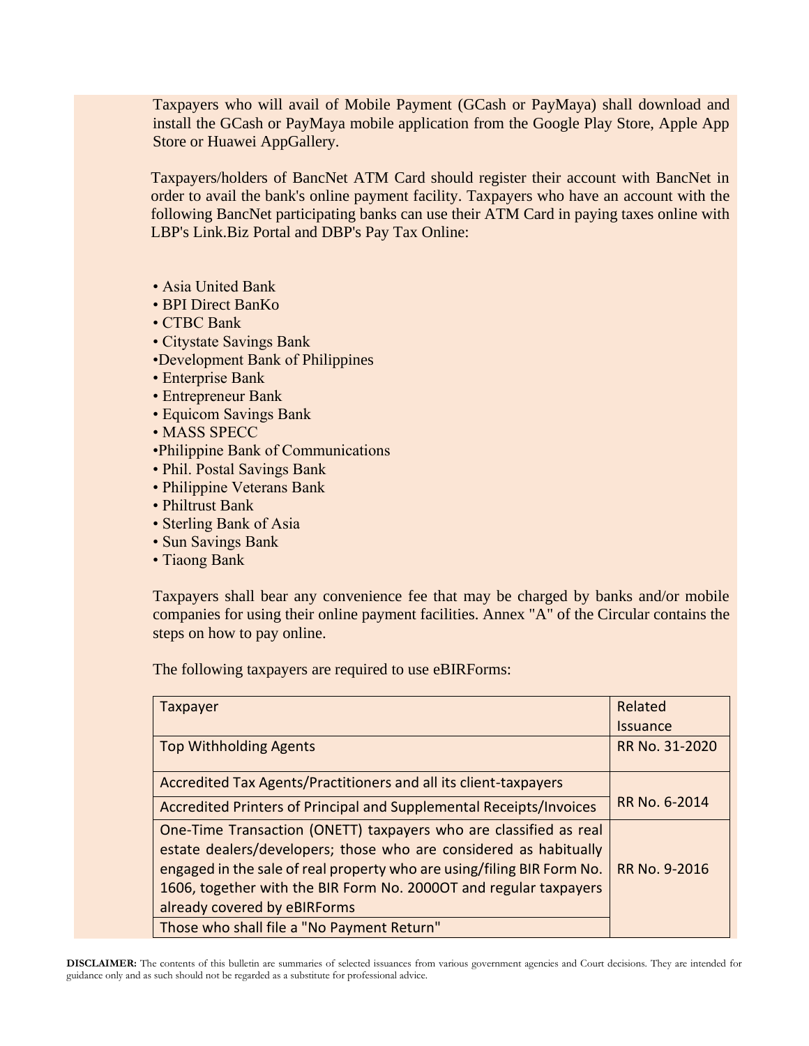Taxpayers who will avail of Mobile Payment (GCash or PayMaya) shall download and install the GCash or PayMaya mobile application from the Google Play Store, Apple App Store or Huawei AppGallery.

Taxpayers/holders of BancNet ATM Card should register their account with BancNet in order to avail the bank's online payment facility. Taxpayers who have an account with the following BancNet participating banks can use their ATM Card in paying taxes online with LBP's Link.Biz Portal and DBP's Pay Tax Online:

- Asia United Bank
- BPI Direct BanKo
- CTBC Bank
- Citystate Savings Bank
- Development Bank of Philippines
- Enterprise Bank
- Entrepreneur Bank
- Equicom Savings Bank
- MASS SPECC
- Philippine Bank of Communications
- Phil. Postal Savings Bank
- Philippine Veterans Bank
- Philtrust Bank
- Sterling Bank of Asia
- Sun Savings Bank
- Tiaong Bank

Taxpayers shall bear any convenience fee that may be charged by banks and/or mobile companies for using their online payment facilities. Annex "A" of the Circular contains the steps on how to pay online.

The following taxpayers are required to use eBIRForms:

| Taxpayer | Related Issuance |
|---|---|
| Top Withholding Agents | RR No. 31-2020 |
| Accredited Tax Agents/Practitioners and all its client-taxpayers | RR No. 6-2014 |
| Accredited Printers of Principal and Supplemental Receipts/Invoices | |
| One-Time Transaction (ONETT) taxpayers who are classified as real estate dealers/developers; those who are considered as habitually engaged in the sale of real property who are using/filing BIR Form No. 1606, together with the BIR Form No. 2000OT and regular taxpayers already covered by eBIRForms | RR No. 9-2016 |
| Those who shall file a "No Payment Return" | |

**DISCLAIMER:** The contents of this bulletin are summaries of selected issuances from various government agencies and Court decisions. They are intended for guidance only and as such should not be regarded as a substitute for professional advice.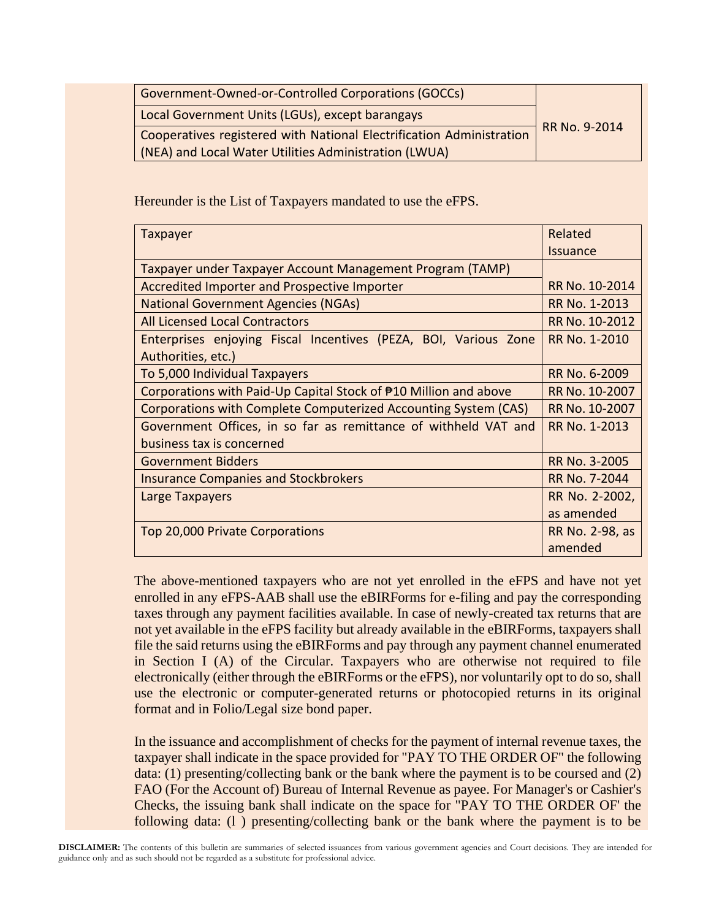| | |
|---|---|
| Government-Owned-or-Controlled Corporations (GOCCs) | RR No. 9-2014 |
| Local Government Units (LGUs), except barangays | |
| Cooperatives registered with National Electrification Administration (NEA) and Local Water Utilities Administration (LWUA) | |

Hereunder is the List of Taxpayers mandated to use the eFPS.

| Taxpayer | Related Issuance |
|---|---|
| Taxpayer under Taxpayer Account Management Program (TAMP) | |
| Accredited Importer and Prospective Importer | RR No. 10-2014 |
| National Government Agencies (NGAs) | RR No. 1-2013 |
| All Licensed Local Contractors | RR No. 10-2012 |
| Enterprises enjoying Fiscal Incentives (PEZA, BOI, Various Zone Authorities, etc.) | RR No. 1-2010 |
| To 5,000 Individual Taxpayers | RR No. 6-2009 |
| Corporations with Paid-Up Capital Stock of ₱10 Million and above | RR No. 10-2007 |
| Corporations with Complete Computerized Accounting System (CAS) | RR No. 10-2007 |
| Government Offices, in so far as remittance of withheld VAT and business tax is concerned | RR No. 1-2013 |
| Government Bidders | RR No. 3-2005 |
| Insurance Companies and Stockbrokers | RR No. 7-2044 |
| Large Taxpayers | RR No. 2-2002, as amended |
| Top 20,000 Private Corporations | RR No. 2-98, as amended |

The above-mentioned taxpayers who are not yet enrolled in the eFPS and have not yet enrolled in any eFPS-AAB shall use the eBIRForms for e-filing and pay the corresponding taxes through any payment facilities available. In case of newly-created tax returns that are not yet available in the eFPS facility but already available in the eBIRForms, taxpayers shall file the said returns using the eBIRForms and pay through any payment channel enumerated in Section I (A) of the Circular. Taxpayers who are otherwise not required to file electronically (either through the eBIRForms or the eFPS), nor voluntarily opt to do so, shall use the electronic or computer-generated returns or photocopied returns in its original format and in Folio/Legal size bond paper.

In the issuance and accomplishment of checks for the payment of internal revenue taxes, the taxpayer shall indicate in the space provided for "PAY TO THE ORDER OF" the following data: (1) presenting/collecting bank or the bank where the payment is to be coursed and (2) FAO (For the Account of) Bureau of Internal Revenue as payee. For Manager's or Cashier's Checks, the issuing bank shall indicate on the space for "PAY TO THE ORDER OF' the following data: (l ) presenting/collecting bank or the bank where the payment is to be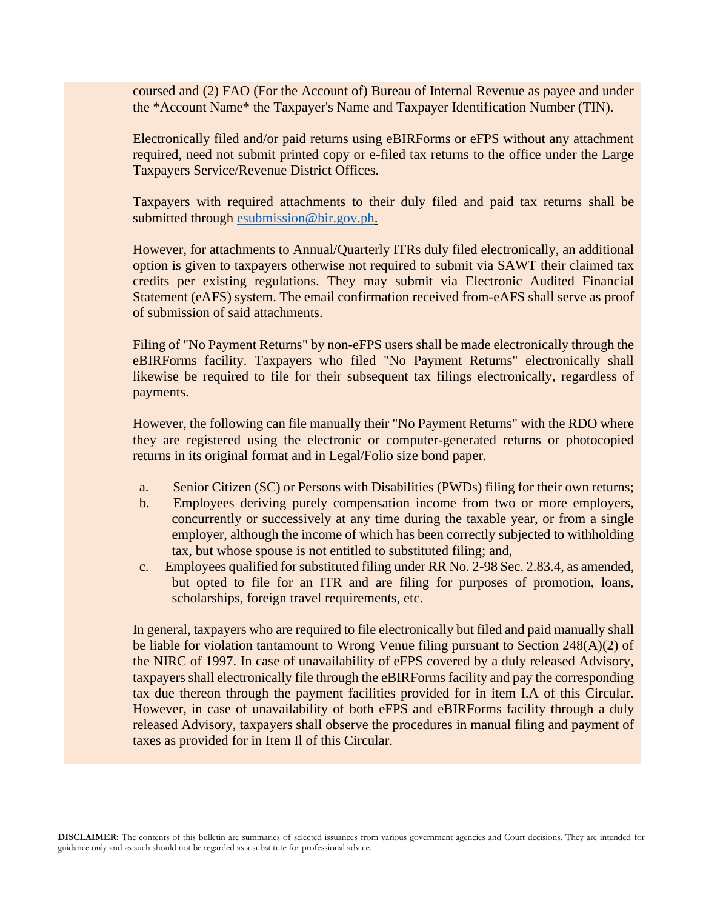coursed and (2) FAO (For the Account of) Bureau of Internal Revenue as payee and under the *Account Name* the Taxpayer's Name and Taxpayer Identification Number (TIN).

Electronically filed and/or paid returns using eBIRForms or eFPS without any attachment required, need not submit printed copy or e-filed tax returns to the office under the Large Taxpayers Service/Revenue District Offices.

Taxpayers with required attachments to their duly filed and paid tax returns shall be submitted through esubmission@bir.gov.ph.

However, for attachments to Annual/Quarterly ITRs duly filed electronically, an additional option is given to taxpayers otherwise not required to submit via SAWT their claimed tax credits per existing regulations. They may submit via Electronic Audited Financial Statement (eAFS) system. The email confirmation received from-eAFS shall serve as proof of submission of said attachments.

Filing of "No Payment Returns" by non-eFPS users shall be made electronically through the eBIRForms facility. Taxpayers who filed "No Payment Returns" electronically shall likewise be required to file for their subsequent tax filings electronically, regardless of payments.

However, the following can file manually their "No Payment Returns" with the RDO where they are registered using the electronic or computer-generated returns or photocopied returns in its original format and in Legal/Folio size bond paper.

a. Senior Citizen (SC) or Persons with Disabilities (PWDs) filing for their own returns;
b. Employees deriving purely compensation income from two or more employers, concurrently or successively at any time during the taxable year, or from a single employer, although the income of which has been correctly subjected to withholding tax, but whose spouse is not entitled to substituted filing; and,
c. Employees qualified for substituted filing under RR No. 2-98 Sec. 2.83.4, as amended, but opted to file for an ITR and are filing for purposes of promotion, loans, scholarships, foreign travel requirements, etc.

In general, taxpayers who are required to file electronically but filed and paid manually shall be liable for violation tantamount to Wrong Venue filing pursuant to Section 248(A)(2) of the NIRC of 1997. In case of unavailability of eFPS covered by a duly released Advisory, taxpayers shall electronically file through the eBIRForms facility and pay the corresponding tax due thereon through the payment facilities provided for in item I.A of this Circular. However, in case of unavailability of both eFPS and eBIRForms facility through a duly released Advisory, taxpayers shall observe the procedures in manual filing and payment of taxes as provided for in Item Il of this Circular.

**DISCLAIMER:** The contents of this bulletin are summaries of selected issuances from various government agencies and Court decisions. They are intended for guidance only and as such should not be regarded as a substitute for professional advice.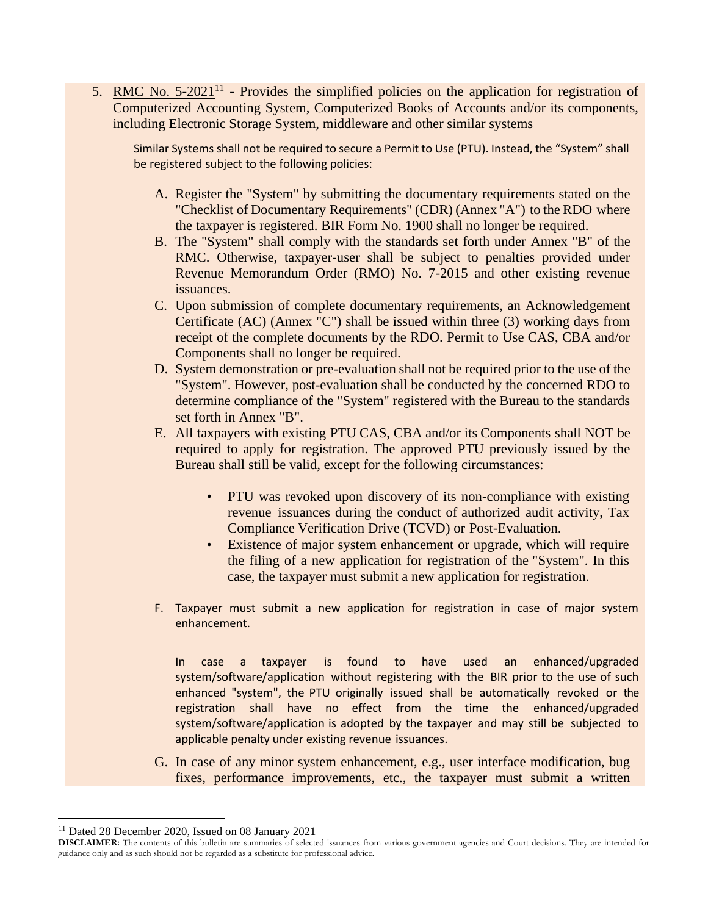5. RMC No. 5-2021[11] - Provides the simplified policies on the application for registration of Computerized Accounting System, Computerized Books of Accounts and/or its components, including Electronic Storage System, middleware and other similar systems

   Similar Systems shall not be required to secure a Permit to Use (PTU). Instead, the "System" shall be registered subject to the following policies:

   A. Register the "System" by submitting the documentary requirements stated on the "Checklist of Documentary Requirements" (CDR) (Annex "A") to the RDO where the taxpayer is registered. BIR Form No. 1900 shall no longer be required.
   B. The "System" shall comply with the standards set forth under Annex "B" of the RMC. Otherwise, taxpayer-user shall be subject to penalties provided under Revenue Memorandum Order (RMO) No. 7-2015 and other existing revenue issuances.
   C. Upon submission of complete documentary requirements, an Acknowledgement Certificate (AC) (Annex "C") shall be issued within three (3) working days from receipt of the complete documents by the RDO. Permit to Use CAS, CBA and/or Components shall no longer be required.
   D. System demonstration or pre-evaluation shall not be required prior to the use of the "System". However, post-evaluation shall be conducted by the concerned RDO to determine compliance of the "System" registered with the Bureau to the standards set forth in Annex "B".
   E. All taxpayers with existing PTU CAS, CBA and/or its Components shall NOT be required to apply for registration. The approved PTU previously issued by the Bureau shall still be valid, except for the following circumstances:

      - PTU was revoked upon discovery of its non-compliance with existing revenue issuances during the conduct of authorized audit activity, Tax Compliance Verification Drive (TCVD) or Post-Evaluation.
      - Existence of major system enhancement or upgrade, which will require the filing of a new application for registration of the "System". In this case, the taxpayer must submit a new application for registration.

   F. Taxpayer must submit a new application for registration in case of major system enhancement.

      In case a taxpayer is found to have used an enhanced/upgraded system/software/application without registering with the BIR prior to the use of such enhanced "system", the PTU originally issued shall be automatically revoked or the registration shall have no effect from the time the enhanced/upgraded system/software/application is adopted by the taxpayer and may still be subjected to applicable penalty under existing revenue issuances.

   G. In case of any minor system enhancement, e.g., user interface modification, bug fixes, performance improvements, etc., the taxpayer must submit a written

[11] Dated 28 December 2020, Issued on 08 January 2021

**DISCLAIMER:** The contents of this bulletin are summaries of selected issuances from various government agencies and Court decisions. They are intended for guidance only and as such should not be regarded as a substitute for professional advice.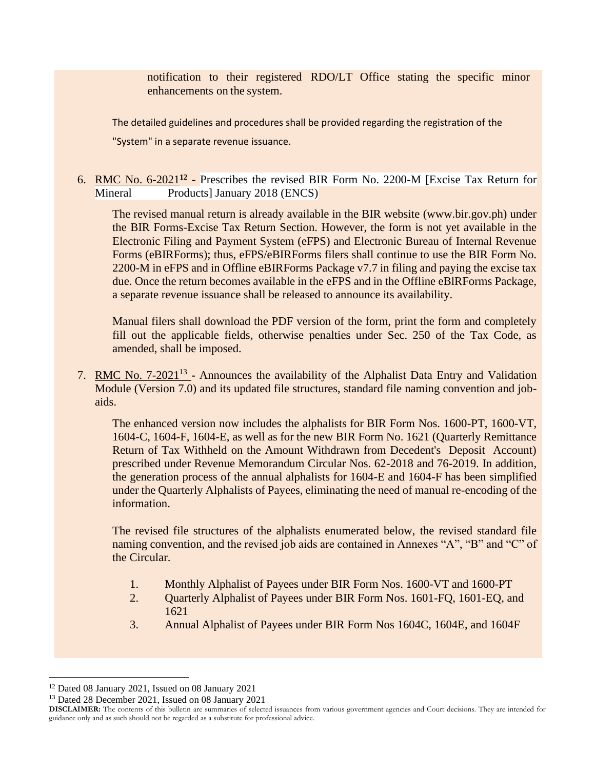notification to their registered RDO/LT Office stating the specific minor enhancements on the system.

The detailed guidelines and procedures shall be provided regarding the registration of the "System" in a separate revenue issuance.

6. RMC No. 6-2021[12] **-** Prescribes the revised BIR Form No. 2200-M [Excise Tax Return for Mineral Products] January 2018 (ENCS)

   The revised manual return is already available in the BIR website (www.bir.gov.ph) under the BIR Forms-Excise Tax Return Section. However, the form is not yet available in the Electronic Filing and Payment System (eFPS) and Electronic Bureau of Internal Revenue Forms (eBIRForms); thus, eFPS/eBIRForms filers shall continue to use the BIR Form No. 2200-M in eFPS and in Offline eBIRForms Package v7.7 in filing and paying the excise tax due. Once the return becomes available in the eFPS and in the Offline eBlRForms Package, a separate revenue issuance shall be released to announce its availability.

   Manual filers shall download the PDF version of the form, print the form and completely fill out the applicable fields, otherwise penalties under Sec. 250 of the Tax Code, as amended, shall be imposed.

7. RMC No. 7-2021[13] - Announces the availability of the Alphalist Data Entry and Validation Module (Version 7.0) and its updated file structures, standard file naming convention and job-aids.

   The enhanced version now includes the alphalists for BIR Form Nos. 1600-PT, 1600-VT, 1604-C, 1604-F, 1604-E, as well as for the new BIR Form No. 1621 (Quarterly Remittance Return of Tax Withheld on the Amount Withdrawn from Decedent's Deposit Account) prescribed under Revenue Memorandum Circular Nos. 62-2018 and 76-2019. In addition, the generation process of the annual alphalists for 1604-E and 1604-F has been simplified under the Quarterly Alphalists of Payees, eliminating the need of manual re-encoding of the information.

   The revised file structures of the alphalists enumerated below, the revised standard file naming convention, and the revised job aids are contained in Annexes "A", "B" and "C" of the Circular.

   1. Monthly Alphalist of Payees under BIR Form Nos. 1600-VT and 1600-PT
   2. Quarterly Alphalist of Payees under BIR Form Nos. 1601-FQ, 1601-EQ, and 1621
   3. Annual Alphalist of Payees under BIR Form Nos 1604C, 1604E, and 1604F

[12] Dated 08 January 2021, Issued on 08 January 2021

[13] Dated 28 December 2021, Issued on 08 January 2021

**DISCLAIMER:** The contents of this bulletin are summaries of selected issuances from various government agencies and Court decisions. They are intended for guidance only and as such should not be regarded as a substitute for professional advice.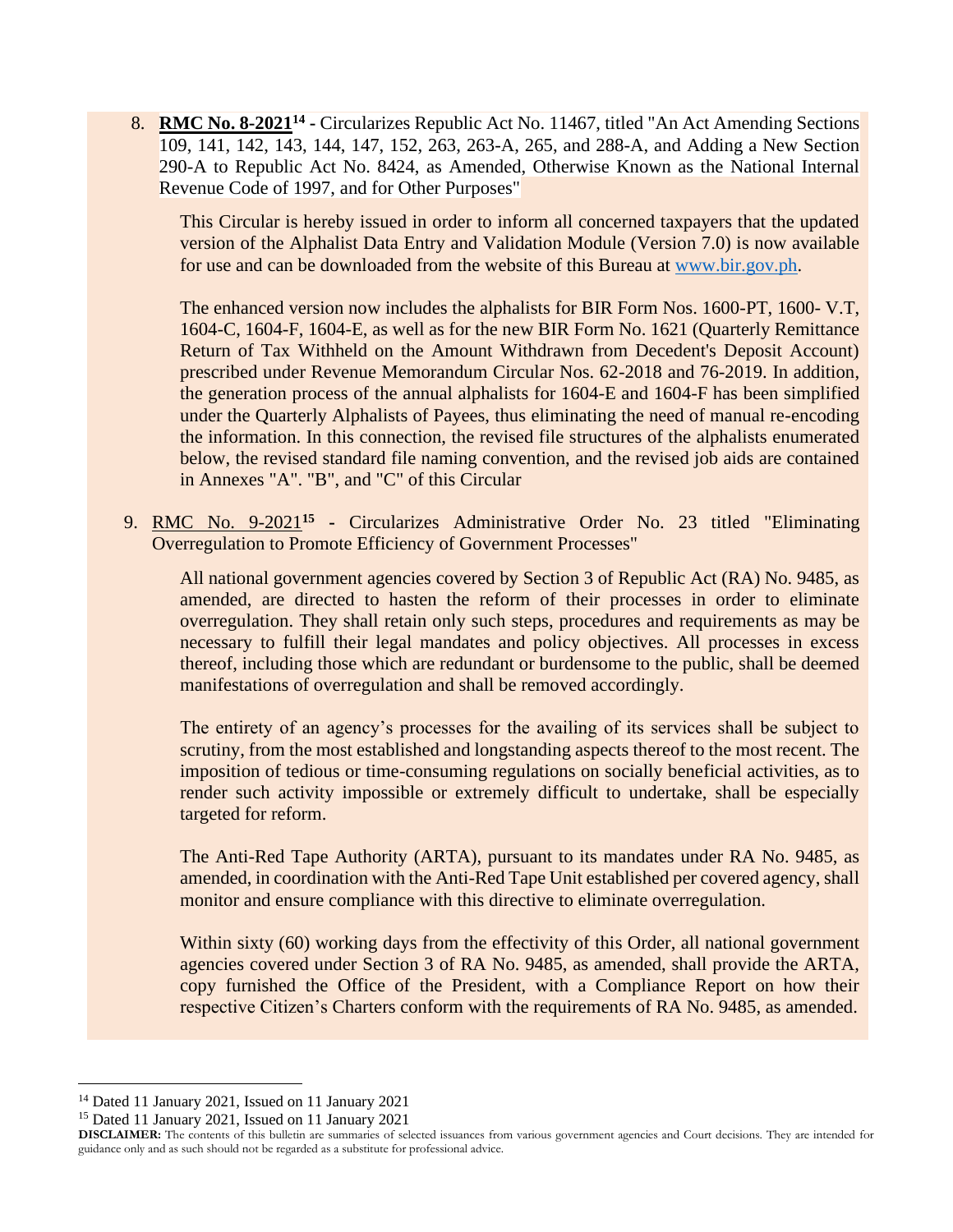8. **RMC No. 8-2021**[14] - Circularizes Republic Act No. 11467, titled "An Act Amending Sections 109, 141, 142, 143, 144, 147, 152, 263, 263-A, 265, and 288-A, and Adding a New Section 290-A to Republic Act No. 8424, as Amended, Otherwise Known as the National Internal Revenue Code of 1997, and for Other Purposes"

   This Circular is hereby issued in order to inform all concerned taxpayers that the updated version of the Alphalist Data Entry and Validation Module (Version 7.0) is now available for use and can be downloaded from the website of this Bureau at www.bir.gov.ph.

   The enhanced version now includes the alphalists for BIR Form Nos. 1600-PT, 1600- V.T, 1604-C, 1604-F, 1604-E, as well as for the new BIR Form No. 1621 (Quarterly Remittance Return of Tax Withheld on the Amount Withdrawn from Decedent's Deposit Account) prescribed under Revenue Memorandum Circular Nos. 62-2018 and 76-2019. In addition, the generation process of the annual alphalists for 1604-E and 1604-F has been simplified under the Quarterly Alphalists of Payees, thus eliminating the need of manual re-encoding the information. In this connection, the revised file structures of the alphalists enumerated below, the revised standard file naming convention, and the revised job aids are contained in Annexes "A". "B", and "C" of this Circular

9. RMC No. 9-2021[15] - Circularizes Administrative Order No. 23 titled "Eliminating Overregulation to Promote Efficiency of Government Processes"

   All national government agencies covered by Section 3 of Republic Act (RA) No. 9485, as amended, are directed to hasten the reform of their processes in order to eliminate overregulation. They shall retain only such steps, procedures and requirements as may be necessary to fulfill their legal mandates and policy objectives. All processes in excess thereof, including those which are redundant or burdensome to the public, shall be deemed manifestations of overregulation and shall be removed accordingly.

   The entirety of an agency's processes for the availing of its services shall be subject to scrutiny, from the most established and longstanding aspects thereof to the most recent. The imposition of tedious or time-consuming regulations on socially beneficial activities, as to render such activity impossible or extremely difficult to undertake, shall be especially targeted for reform.

   The Anti-Red Tape Authority (ARTA), pursuant to its mandates under RA No. 9485, as amended, in coordination with the Anti-Red Tape Unit established per covered agency, shall monitor and ensure compliance with this directive to eliminate overregulation.

   Within sixty (60) working days from the effectivity of this Order, all national government agencies covered under Section 3 of RA No. 9485, as amended, shall provide the ARTA, copy furnished the Office of the President, with a Compliance Report on how their respective Citizen's Charters conform with the requirements of RA No. 9485, as amended.

---

[14] Dated 11 January 2021, Issued on 11 January 2021

[15] Dated 11 January 2021, Issued on 11 January 2021

**DISCLAIMER:** The contents of this bulletin are summaries of selected issuances from various government agencies and Court decisions. They are intended for guidance only and as such should not be regarded as a substitute for professional advice.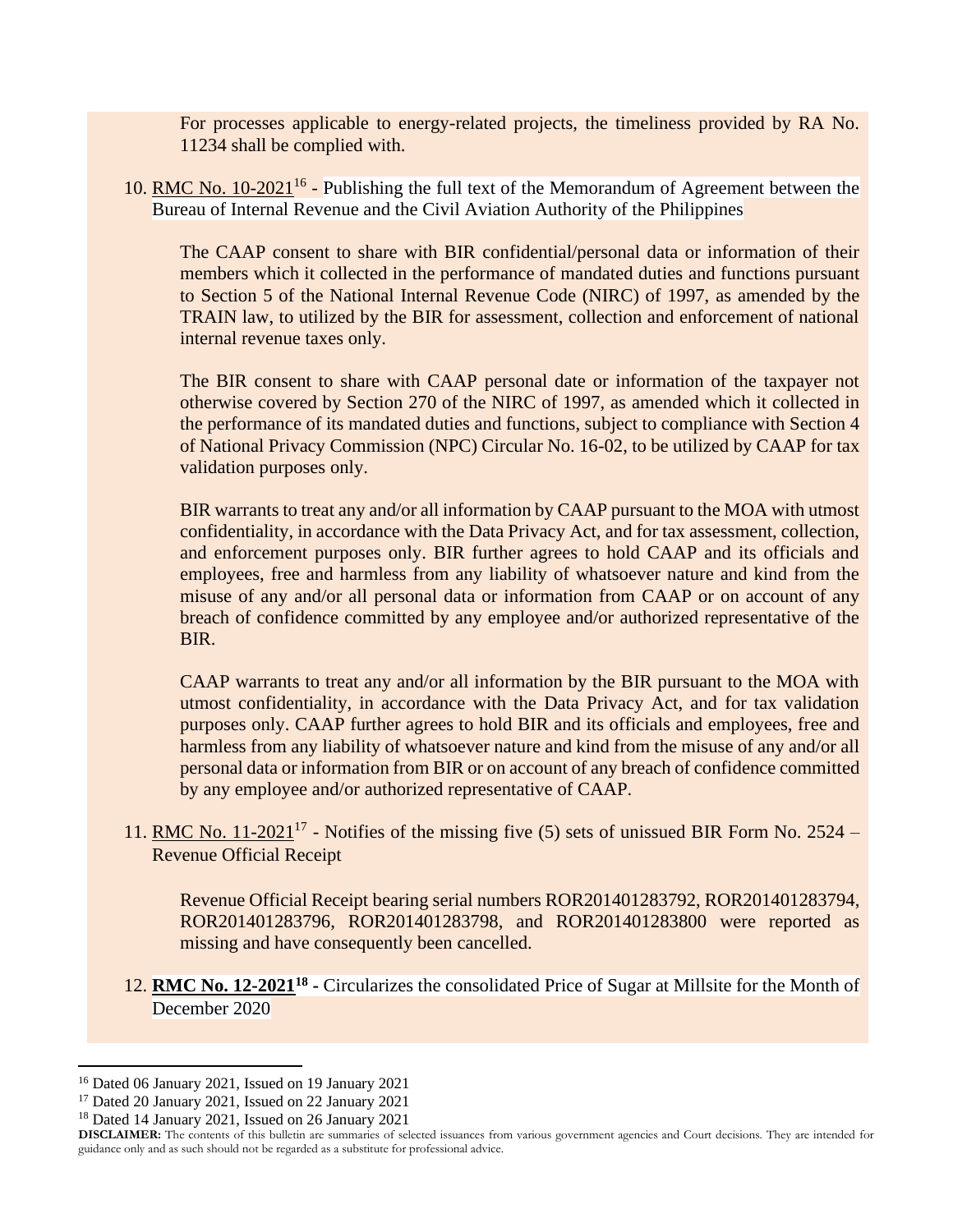For processes applicable to energy-related projects, the timeliness provided by RA No. 11234 shall be complied with.

10. RMC No. 10-2021[16] - Publishing the full text of the Memorandum of Agreement between the Bureau of Internal Revenue and the Civil Aviation Authority of the Philippines

    The CAAP consent to share with BIR confidential/personal data or information of their members which it collected in the performance of mandated duties and functions pursuant to Section 5 of the National Internal Revenue Code (NIRC) of 1997, as amended by the TRAIN law, to utilized by the BIR for assessment, collection and enforcement of national internal revenue taxes only.

    The BIR consent to share with CAAP personal date or information of the taxpayer not otherwise covered by Section 270 of the NIRC of 1997, as amended which it collected in the performance of its mandated duties and functions, subject to compliance with Section 4 of National Privacy Commission (NPC) Circular No. 16-02, to be utilized by CAAP for tax validation purposes only.

    BIR warrants to treat any and/or all information by CAAP pursuant to the MOA with utmost confidentiality, in accordance with the Data Privacy Act, and for tax assessment, collection, and enforcement purposes only. BIR further agrees to hold CAAP and its officials and employees, free and harmless from any liability of whatsoever nature and kind from the misuse of any and/or all personal data or information from CAAP or on account of any breach of confidence committed by any employee and/or authorized representative of the BIR.

    CAAP warrants to treat any and/or all information by the BIR pursuant to the MOA with utmost confidentiality, in accordance with the Data Privacy Act, and for tax validation purposes only. CAAP further agrees to hold BIR and its officials and employees, free and harmless from any liability of whatsoever nature and kind from the misuse of any and/or all personal data or information from BIR or on account of any breach of confidence committed by any employee and/or authorized representative of CAAP.

11. RMC No. 11-2021[17] - Notifies of the missing five (5) sets of unissued BIR Form No. 2524 – Revenue Official Receipt

    Revenue Official Receipt bearing serial numbers ROR201401283792, ROR201401283794, ROR201401283796, ROR201401283798, and ROR201401283800 were reported as missing and have consequently been cancelled.

12. **RMC No. 12-2021[18] -** Circularizes the consolidated Price of Sugar at Millsite for the Month of December 2020

[16] Dated 06 January 2021, Issued on 19 January 2021

[17] Dated 20 January 2021, Issued on 22 January 2021

[18] Dated 14 January 2021, Issued on 26 January 2021

**DISCLAIMER:** The contents of this bulletin are summaries of selected issuances from various government agencies and Court decisions. They are intended for guidance only and as such should not be regarded as a substitute for professional advice.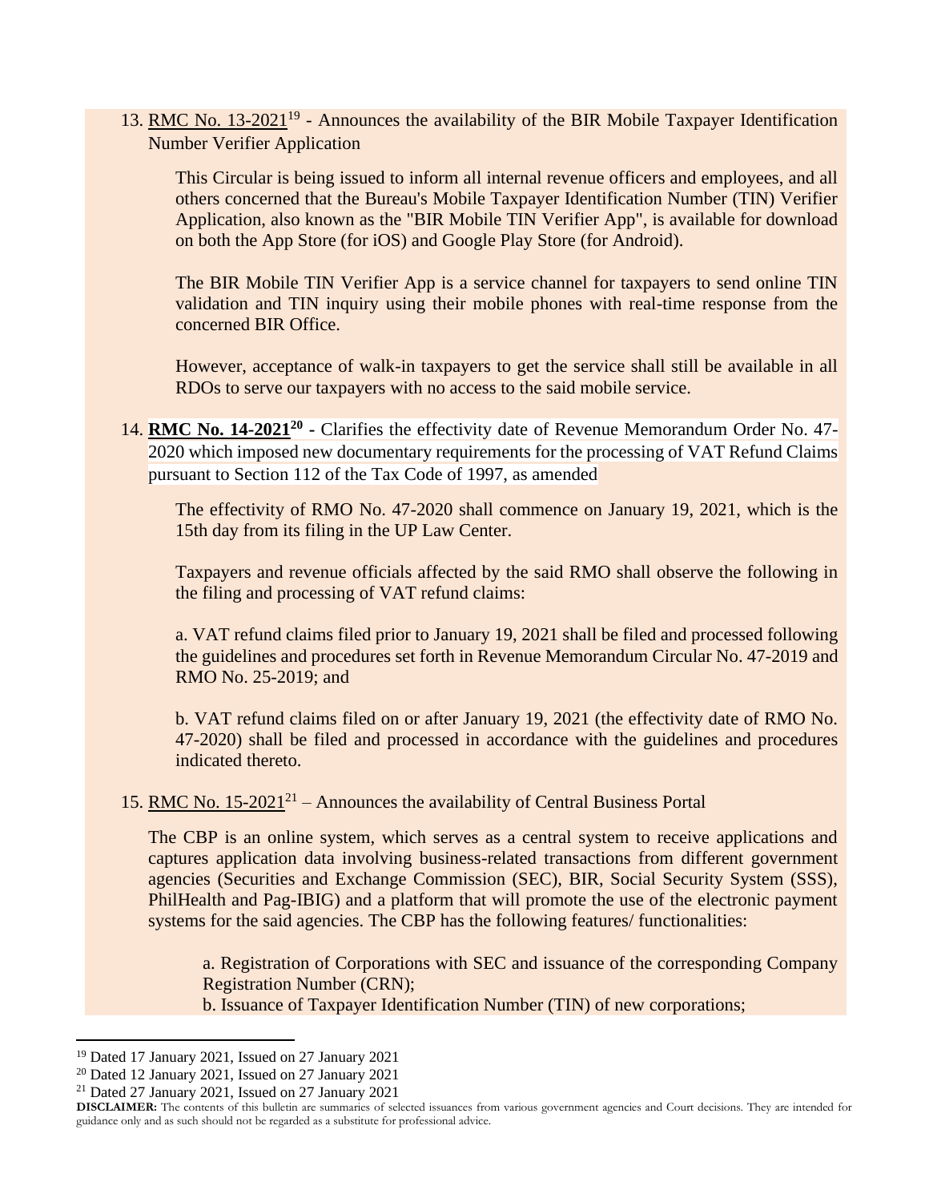13. RMC No. 13-2021[19] - Announces the availability of the BIR Mobile Taxpayer Identification Number Verifier Application

    This Circular is being issued to inform all internal revenue officers and employees, and all others concerned that the Bureau's Mobile Taxpayer Identification Number (TIN) Verifier Application, also known as the "BIR Mobile TIN Verifier App", is available for download on both the App Store (for iOS) and Google Play Store (for Android).

    The BIR Mobile TIN Verifier App is a service channel for taxpayers to send online TIN validation and TIN inquiry using their mobile phones with real-time response from the concerned BIR Office.

    However, acceptance of walk-in taxpayers to get the service shall still be available in all RDOs to serve our taxpayers with no access to the said mobile service.

14. **RMC No. 14-2021[20]** - Clarifies the effectivity date of Revenue Memorandum Order No. 47-2020 which imposed new documentary requirements for the processing of VAT Refund Claims pursuant to Section 112 of the Tax Code of 1997, as amended

    The effectivity of RMO No. 47-2020 shall commence on January 19, 2021, which is the 15th day from its filing in the UP Law Center.

    Taxpayers and revenue officials affected by the said RMO shall observe the following in the filing and processing of VAT refund claims:

    a. VAT refund claims filed prior to January 19, 2021 shall be filed and processed following the guidelines and procedures set forth in Revenue Memorandum Circular No. 47-2019 and RMO No. 25-2019; and

    b. VAT refund claims filed on or after January 19, 2021 (the effectivity date of RMO No. 47-2020) shall be filed and processed in accordance with the guidelines and procedures indicated thereto.

15. RMC No. 15-2021[21] – Announces the availability of Central Business Portal

    The CBP is an online system, which serves as a central system to receive applications and captures application data involving business-related transactions from different government agencies (Securities and Exchange Commission (SEC), BIR, Social Security System (SSS), PhilHealth and Pag-IBIG) and a platform that will promote the use of the electronic payment systems for the said agencies. The CBP has the following features/ functionalities:

    a. Registration of Corporations with SEC and issuance of the corresponding Company Registration Number (CRN);
    b. Issuance of Taxpayer Identification Number (TIN) of new corporations;

---

[19] Dated 17 January 2021, Issued on 27 January 2021

[20] Dated 12 January 2021, Issued on 27 January 2021

[21] Dated 27 January 2021, Issued on 27 January 2021

**DISCLAIMER:** The contents of this bulletin are summaries of selected issuances from various government agencies and Court decisions. They are intended for guidance only and as such should not be regarded as a substitute for professional advice.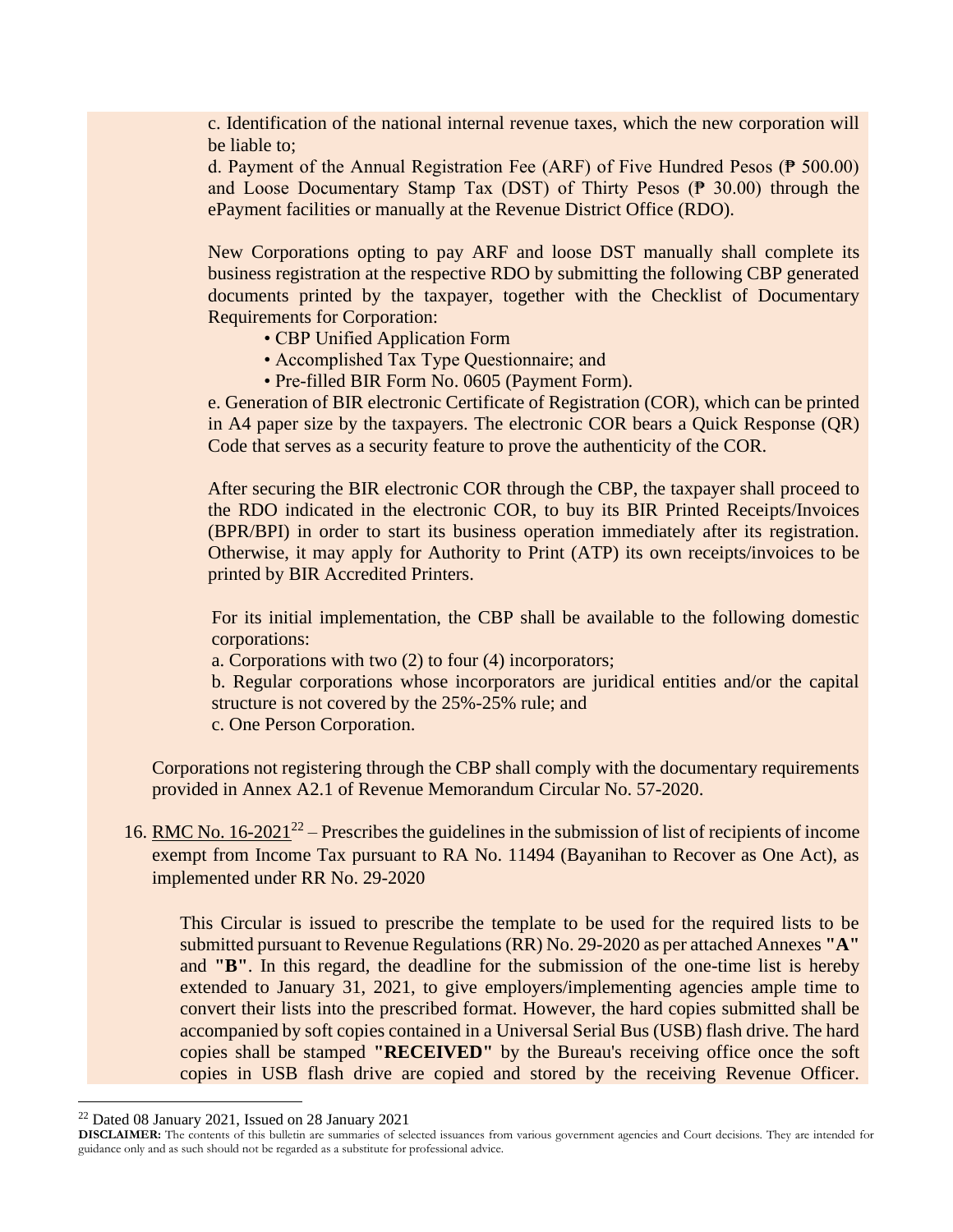c. Identification of the national internal revenue taxes, which the new corporation will be liable to;

d. Payment of the Annual Registration Fee (ARF) of Five Hundred Pesos (₱ 500.00) and Loose Documentary Stamp Tax (DST) of Thirty Pesos (₱ 30.00) through the ePayment facilities or manually at the Revenue District Office (RDO).

New Corporations opting to pay ARF and loose DST manually shall complete its business registration at the respective RDO by submitting the following CBP generated documents printed by the taxpayer, together with the Checklist of Documentary Requirements for Corporation:

- CBP Unified Application Form
- Accomplished Tax Type Questionnaire; and
- Pre-filled BIR Form No. 0605 (Payment Form).

e. Generation of BIR electronic Certificate of Registration (COR), which can be printed in A4 paper size by the taxpayers. The electronic COR bears a Quick Response (QR) Code that serves as a security feature to prove the authenticity of the COR.

After securing the BIR electronic COR through the CBP, the taxpayer shall proceed to the RDO indicated in the electronic COR, to buy its BIR Printed Receipts/Invoices (BPR/BPI) in order to start its business operation immediately after its registration. Otherwise, it may apply for Authority to Print (ATP) its own receipts/invoices to be printed by BIR Accredited Printers.

For its initial implementation, the CBP shall be available to the following domestic corporations:

a. Corporations with two (2) to four (4) incorporators;

b. Regular corporations whose incorporators are juridical entities and/or the capital structure is not covered by the 25%-25% rule; and

c. One Person Corporation.

Corporations not registering through the CBP shall comply with the documentary requirements provided in Annex A2.1 of Revenue Memorandum Circular No. 57-2020.

16. RMC No. 16-2021[22] – Prescribes the guidelines in the submission of list of recipients of income exempt from Income Tax pursuant to RA No. 11494 (Bayanihan to Recover as One Act), as implemented under RR No. 29-2020

This Circular is issued to prescribe the template to be used for the required lists to be submitted pursuant to Revenue Regulations (RR) No. 29-2020 as per attached Annexes **"A"** and **"B"**. In this regard, the deadline for the submission of the one-time list is hereby extended to January 31, 2021, to give employers/implementing agencies ample time to convert their lists into the prescribed format. However, the hard copies submitted shall be accompanied by soft copies contained in a Universal Serial Bus (USB) flash drive. The hard copies shall be stamped **"RECEIVED"** by the Bureau's receiving office once the soft copies in USB flash drive are copied and stored by the receiving Revenue Officer.

[22] Dated 08 January 2021, Issued on 28 January 2021

**DISCLAIMER:** The contents of this bulletin are summaries of selected issuances from various government agencies and Court decisions. They are intended for guidance only and as such should not be regarded as a substitute for professional advice.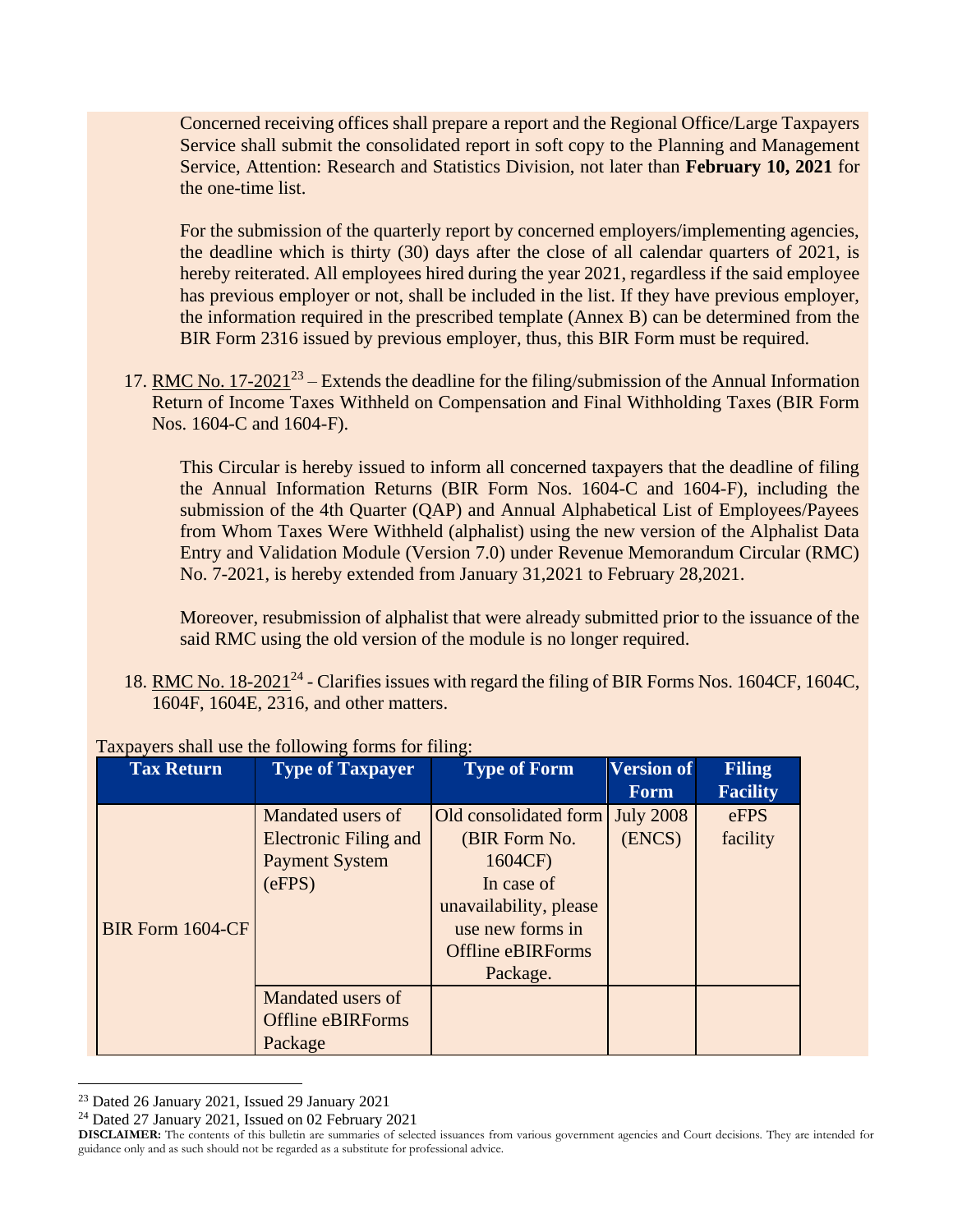Concerned receiving offices shall prepare a report and the Regional Office/Large Taxpayers Service shall submit the consolidated report in soft copy to the Planning and Management Service, Attention: Research and Statistics Division, not later than **February 10, 2021** for the one-time list.

For the submission of the quarterly report by concerned employers/implementing agencies, the deadline which is thirty (30) days after the close of all calendar quarters of 2021, is hereby reiterated. All employees hired during the year 2021, regardless if the said employee has previous employer or not, shall be included in the list. If they have previous employer, the information required in the prescribed template (Annex B) can be determined from the BIR Form 2316 issued by previous employer, thus, this BIR Form must be required.

17. RMC No. 17-2021[23] – Extends the deadline for the filing/submission of the Annual Information Return of Income Taxes Withheld on Compensation and Final Withholding Taxes (BIR Form Nos. 1604-C and 1604-F).

    This Circular is hereby issued to inform all concerned taxpayers that the deadline of filing the Annual Information Returns (BIR Form Nos. 1604-C and 1604-F), including the submission of the 4th Quarter (QAP) and Annual Alphabetical List of Employees/Payees from Whom Taxes Were Withheld (alphalist) using the new version of the Alphalist Data Entry and Validation Module (Version 7.0) under Revenue Memorandum Circular (RMC) No. 7-2021, is hereby extended from January 31,2021 to February 28,2021.

    Moreover, resubmission of alphalist that were already submitted prior to the issuance of the said RMC using the old version of the module is no longer required.

18. RMC No. 18-2021[24] - Clarifies issues with regard the filing of BIR Forms Nos. 1604CF, 1604C, 1604F, 1604E, 2316, and other matters.

Taxpayers shall use the following forms for filing:

| Tax Return | Type of Taxpayer | Type of Form | Version of Form | Filing Facility |
|---|---|---|---|---|
| BIR Form 1604-CF | Mandated users of Electronic Filing and Payment System (eFPS) | Old consolidated form (BIR Form No. 1604CF) In case of unavailability, please use new forms in Offline eBIRForms Package. | July 2008 (ENCS) | eFPS facility |
| | Mandated users of Offline eBIRForms Package | | | |

[23] Dated 26 January 2021, Issued 29 January 2021

[24] Dated 27 January 2021, Issued on 02 February 2021

**DISCLAIMER:** The contents of this bulletin are summaries of selected issuances from various government agencies and Court decisions. They are intended for guidance only and as such should not be regarded as a substitute for professional advice.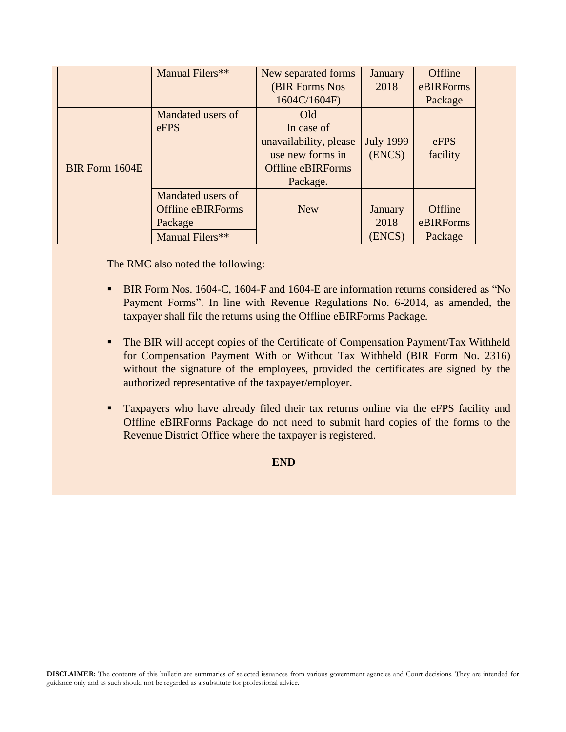| | | | | |
|---|---|---|---|---|
| | Manual Filers** | New separated forms (BIR Forms Nos 1604C/1604F) | January 2018 | Offline eBIRForms Package |
| BIR Form 1604E | Mandated users of eFPS | Old In case of unavailability, please use new forms in Offline eBIRForms Package. | July 1999 (ENCS) | eFPS facility |
| | Mandated users of Offline eBIRForms Package | New | January 2018 (ENCS) | Offline eBIRForms Package |
| | Manual Filers** | | | |

The RMC also noted the following:

- BIR Form Nos. 1604-C, 1604-F and 1604-E are information returns considered as "No Payment Forms". In line with Revenue Regulations No. 6-2014, as amended, the taxpayer shall file the returns using the Offline eBIRForms Package.
- The BIR will accept copies of the Certificate of Compensation Payment/Tax Withheld for Compensation Payment With or Without Tax Withheld (BIR Form No. 2316) without the signature of the employees, provided the certificates are signed by the authorized representative of the taxpayer/employer.
- Taxpayers who have already filed their tax returns online via the eFPS facility and Offline eBIRForms Package do not need to submit hard copies of the forms to the Revenue District Office where the taxpayer is registered.

**END**

**DISCLAIMER:** The contents of this bulletin are summaries of selected issuances from various government agencies and Court decisions. They are intended for guidance only and as such should not be regarded as a substitute for professional advice.